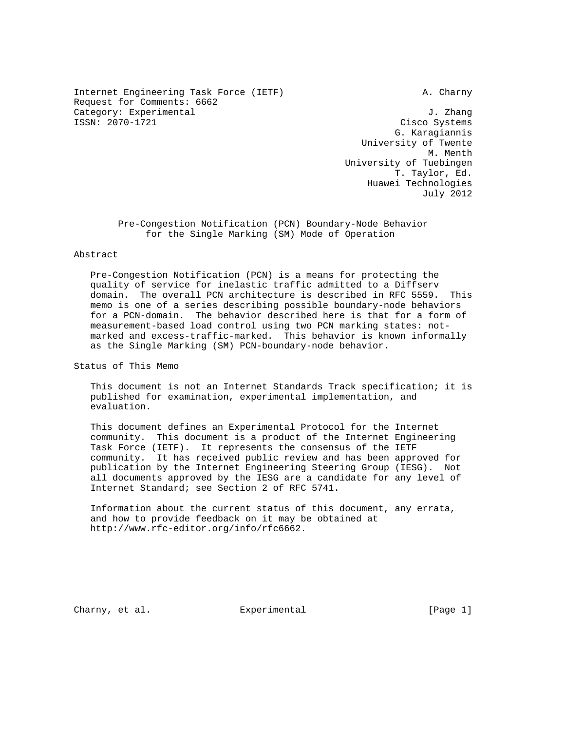Internet Engineering Task Force (IETF)  
Request for Comments: 6662  
Category: Experimental  
ISSN: 2070-1721

A. Charny  
J. Zhang  
Cisco Systems  
G. Karagiannis  
University of Twente  
M. Menth  
University of Tuebingen  
T. Taylor, Ed.  
Huawei Technologies  
July 2012

# Pre-Congestion Notification (PCN) Boundary-Node Behavior for the Single Marking (SM) Mode of Operation

## Abstract

Pre-Congestion Notification (PCN) is a means for protecting the quality of service for inelastic traffic admitted to a Diffserv domain. The overall PCN architecture is described in RFC 5559. This memo is one of a series describing possible boundary-node behaviors for a PCN-domain. The behavior described here is that for a form of measurement-based load control using two PCN marking states: not-marked and excess-traffic-marked. This behavior is known informally as the Single Marking (SM) PCN-boundary-node behavior.

## Status of This Memo

This document is not an Internet Standards Track specification; it is published for examination, experimental implementation, and evaluation.

This document defines an Experimental Protocol for the Internet community. This document is a product of the Internet Engineering Task Force (IETF). It represents the consensus of the IETF community. It has received public review and has been approved for publication by the Internet Engineering Steering Group (IESG). Not all documents approved by the IESG are a candidate for any level of Internet Standard; see Section 2 of RFC 5741.

Information about the current status of this document, any errata, and how to provide feedback on it may be obtained at http://www.rfc-editor.org/info/rfc6662.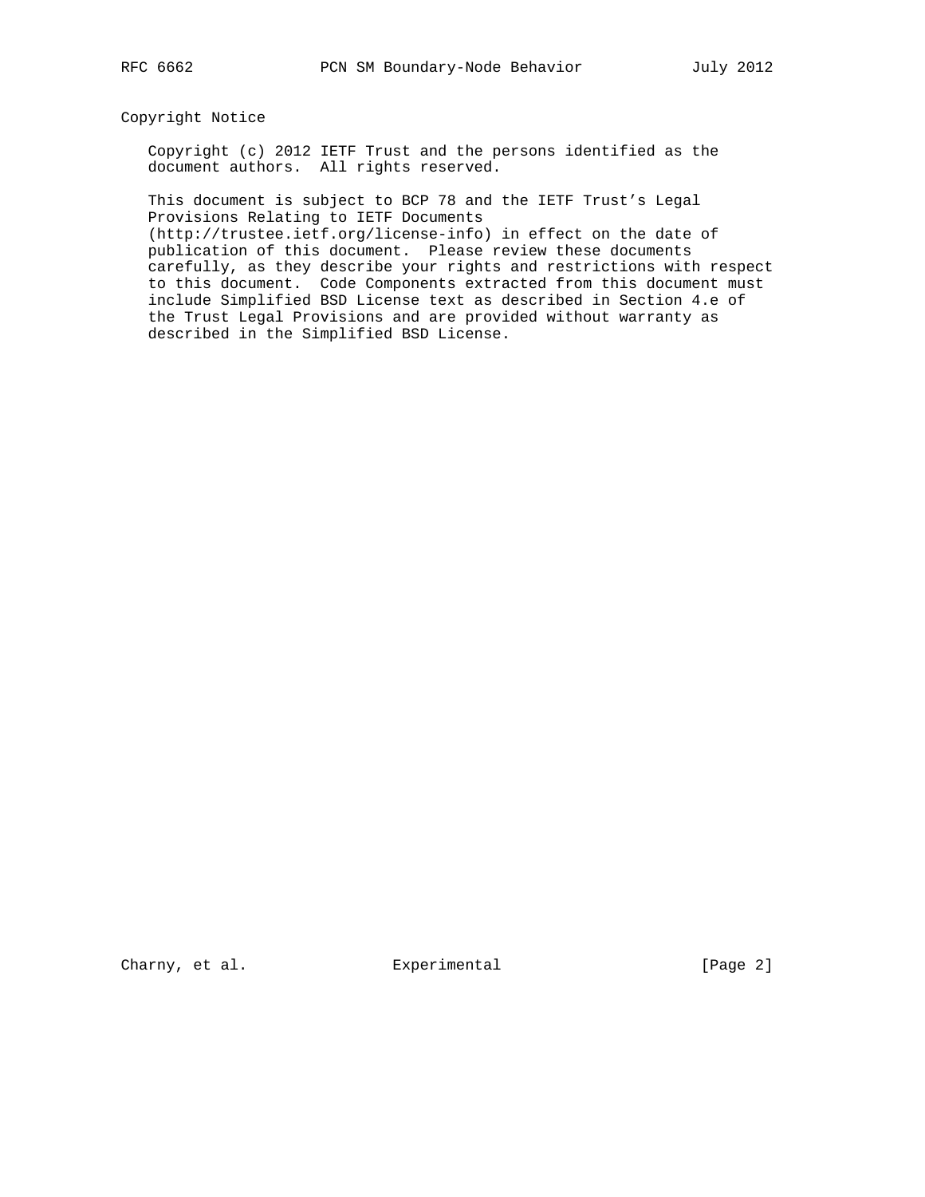## Copyright Notice

Copyright (c) 2012 IETF Trust and the persons identified as the document authors. All rights reserved.

This document is subject to BCP 78 and the IETF Trust's Legal Provisions Relating to IETF Documents (http://trustee.ietf.org/license-info) in effect on the date of publication of this document. Please review these documents carefully, as they describe your rights and restrictions with respect to this document. Code Components extracted from this document must include Simplified BSD License text as described in Section 4.e of the Trust Legal Provisions and are provided without warranty as described in the Simplified BSD License.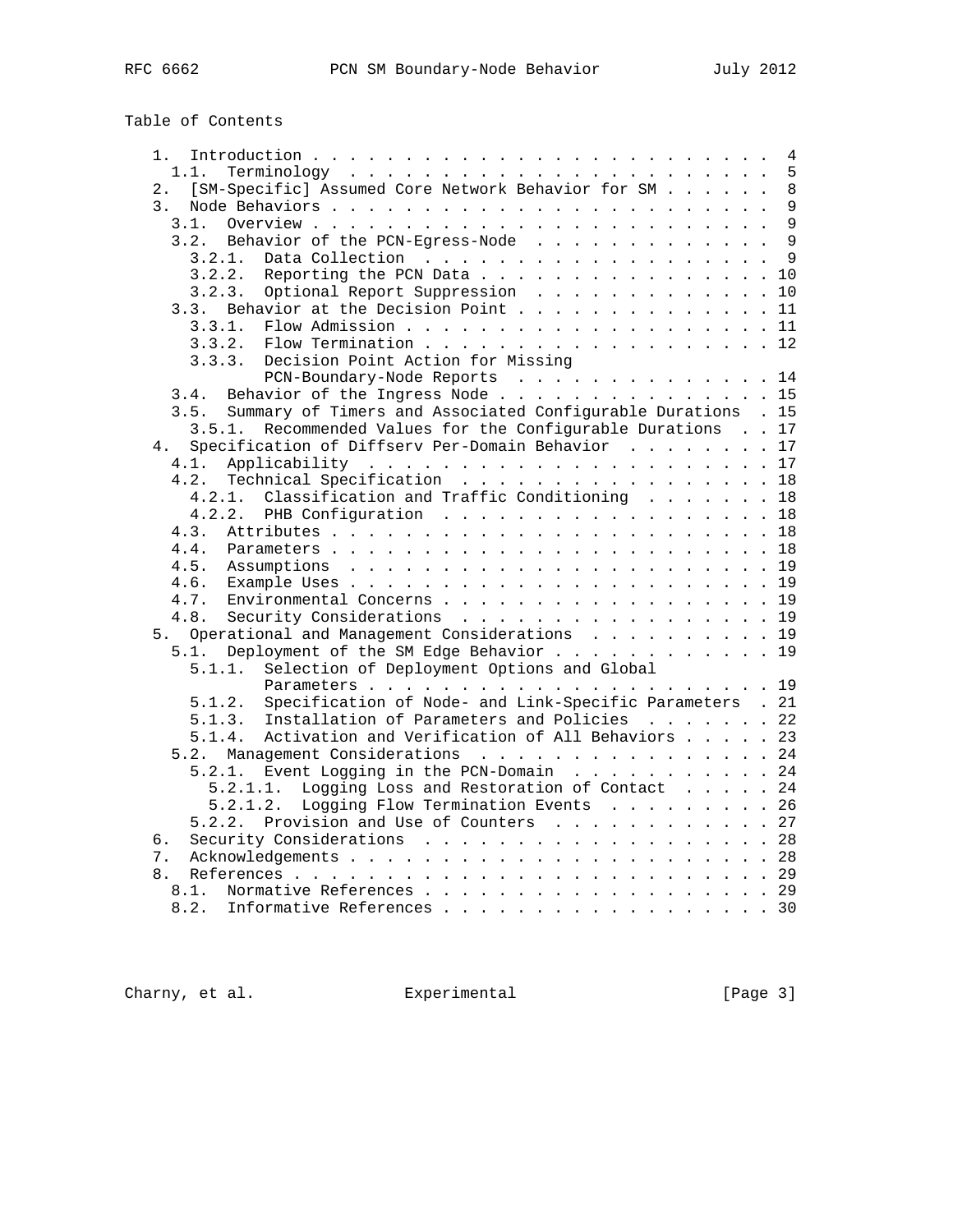Table of Contents

```
   1.  Introduction . . . . . . . . . . . . . . . . . . . . . . . . .  4
     1.1.  Terminology  . . . . . . . . . . . . . . . . . . . . . . .  5
   2.  [SM-Specific] Assumed Core Network Behavior for SM . . . . . .  8
   3.  Node Behaviors . . . . . . . . . . . . . . . . . . . . . . . .  9
     3.1.  Overview . . . . . . . . . . . . . . . . . . . . . . . . .  9
     3.2.  Behavior of the PCN-Egress-Node  . . . . . . . . . . . . .  9
       3.2.1.  Data Collection  . . . . . . . . . . . . . . . . . . .  9
       3.2.2.  Reporting the PCN Data . . . . . . . . . . . . . . . . 10
       3.2.3.  Optional Report Suppression  . . . . . . . . . . . . . 10
     3.3.  Behavior at the Decision Point . . . . . . . . . . . . . . 11
       3.3.1.  Flow Admission . . . . . . . . . . . . . . . . . . . . 11
       3.3.2.  Flow Termination . . . . . . . . . . . . . . . . . . . 12
       3.3.3.  Decision Point Action for Missing
               PCN-Boundary-Node Reports  . . . . . . . . . . . . . . 14
     3.4.  Behavior of the Ingress Node . . . . . . . . . . . . . . . 15
     3.5.  Summary of Timers and Associated Configurable Durations  . 15
       3.5.1.  Recommended Values for the Configurable Durations  . . 17
   4.  Specification of Diffserv Per-Domain Behavior  . . . . . . . . 17
     4.1.  Applicability  . . . . . . . . . . . . . . . . . . . . . . 17
     4.2.  Technical Specification  . . . . . . . . . . . . . . . . . 18
       4.2.1.  Classification and Traffic Conditioning  . . . . . . . 18
       4.2.2.  PHB Configuration  . . . . . . . . . . . . . . . . . . 18
     4.3.  Attributes . . . . . . . . . . . . . . . . . . . . . . . . 18
     4.4.  Parameters . . . . . . . . . . . . . . . . . . . . . . . . 18
     4.5.  Assumptions  . . . . . . . . . . . . . . . . . . . . . . . 19
     4.6.  Example Uses . . . . . . . . . . . . . . . . . . . . . . . 19
     4.7.  Environmental Concerns . . . . . . . . . . . . . . . . . . 19
     4.8.  Security Considerations  . . . . . . . . . . . . . . . . . 19
   5.  Operational and Management Considerations  . . . . . . . . . . 19
     5.1.  Deployment of the SM Edge Behavior . . . . . . . . . . . . 19
       5.1.1.  Selection of Deployment Options and Global
               Parameters . . . . . . . . . . . . . . . . . . . . . . 19
       5.1.2.  Specification of Node- and Link-Specific Parameters  . 21
       5.1.3.  Installation of Parameters and Policies  . . . . . . . 22
       5.1.4.  Activation and Verification of All Behaviors . . . . . 23
     5.2.  Management Considerations  . . . . . . . . . . . . . . . . 24
       5.2.1.  Event Logging in the PCN-Domain  . . . . . . . . . . . 24
         5.2.1.1.  Logging Loss and Restoration of Contact  . . . . . 24
         5.2.1.2.  Logging Flow Termination Events  . . . . . . . . . 26
       5.2.2.  Provision and Use of Counters  . . . . . . . . . . . . 27
   6.  Security Considerations  . . . . . . . . . . . . . . . . . . . 28
   7.  Acknowledgements . . . . . . . . . . . . . . . . . . . . . . . 28
   8.  References . . . . . . . . . . . . . . . . . . . . . . . . . . 29
     8.1.  Normative References . . . . . . . . . . . . . . . . . . . 29
     8.2.  Informative References . . . . . . . . . . . . . . . . . . 30
```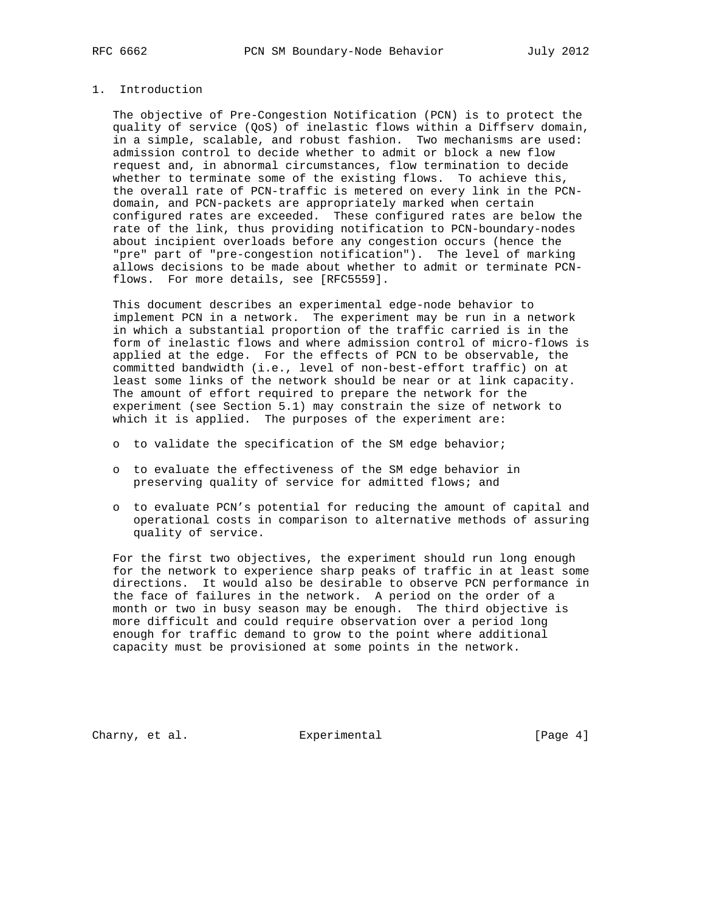## 1. Introduction

The objective of Pre-Congestion Notification (PCN) is to protect the quality of service (QoS) of inelastic flows within a Diffserv domain, in a simple, scalable, and robust fashion. Two mechanisms are used: admission control to decide whether to admit or block a new flow request and, in abnormal circumstances, flow termination to decide whether to terminate some of the existing flows. To achieve this, the overall rate of PCN-traffic is metered on every link in the PCN-domain, and PCN-packets are appropriately marked when certain configured rates are exceeded. These configured rates are below the rate of the link, thus providing notification to PCN-boundary-nodes about incipient overloads before any congestion occurs (hence the "pre" part of "pre-congestion notification"). The level of marking allows decisions to be made about whether to admit or terminate PCN-flows. For more details, see [RFC5559].

This document describes an experimental edge-node behavior to implement PCN in a network. The experiment may be run in a network in which a substantial proportion of the traffic carried is in the form of inelastic flows and where admission control of micro-flows is applied at the edge. For the effects of PCN to be observable, the committed bandwidth (i.e., level of non-best-effort traffic) on at least some links of the network should be near or at link capacity. The amount of effort required to prepare the network for the experiment (see Section 5.1) may constrain the size of network to which it is applied. The purposes of the experiment are:

- to validate the specification of the SM edge behavior;
- to evaluate the effectiveness of the SM edge behavior in preserving quality of service for admitted flows; and
- to evaluate PCN's potential for reducing the amount of capital and operational costs in comparison to alternative methods of assuring quality of service.

For the first two objectives, the experiment should run long enough for the network to experience sharp peaks of traffic in at least some directions. It would also be desirable to observe PCN performance in the face of failures in the network. A period on the order of a month or two in busy season may be enough. The third objective is more difficult and could require observation over a period long enough for traffic demand to grow to the point where additional capacity must be provisioned at some points in the network.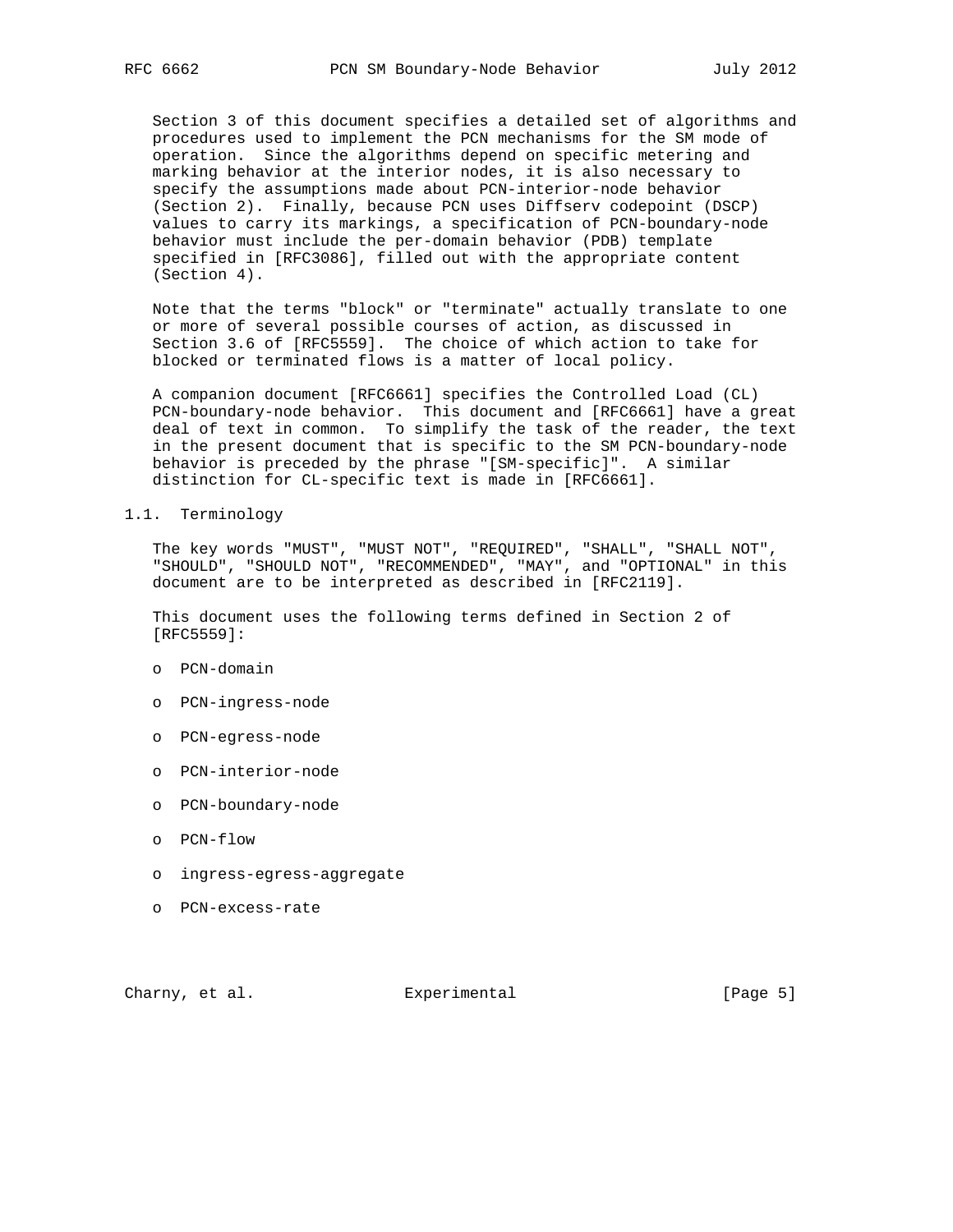Section 3 of this document specifies a detailed set of algorithms and procedures used to implement the PCN mechanisms for the SM mode of operation. Since the algorithms depend on specific metering and marking behavior at the interior nodes, it is also necessary to specify the assumptions made about PCN-interior-node behavior (Section 2). Finally, because PCN uses Diffserv codepoint (DSCP) values to carry its markings, a specification of PCN-boundary-node behavior must include the per-domain behavior (PDB) template specified in [RFC3086], filled out with the appropriate content (Section 4).

Note that the terms "block" or "terminate" actually translate to one or more of several possible courses of action, as discussed in Section 3.6 of [RFC5559]. The choice of which action to take for blocked or terminated flows is a matter of local policy.

A companion document [RFC6661] specifies the Controlled Load (CL) PCN-boundary-node behavior. This document and [RFC6661] have a great deal of text in common. To simplify the task of the reader, the text in the present document that is specific to the SM PCN-boundary-node behavior is preceded by the phrase "[SM-specific]". A similar distinction for CL-specific text is made in [RFC6661].

## 1.1. Terminology

The key words "MUST", "MUST NOT", "REQUIRED", "SHALL", "SHALL NOT", "SHOULD", "SHOULD NOT", "RECOMMENDED", "MAY", and "OPTIONAL" in this document are to be interpreted as described in [RFC2119].

This document uses the following terms defined in Section 2 of [RFC5559]:

- PCN-domain
- PCN-ingress-node
- PCN-egress-node
- PCN-interior-node
- PCN-boundary-node
- PCN-flow
- ingress-egress-aggregate
- PCN-excess-rate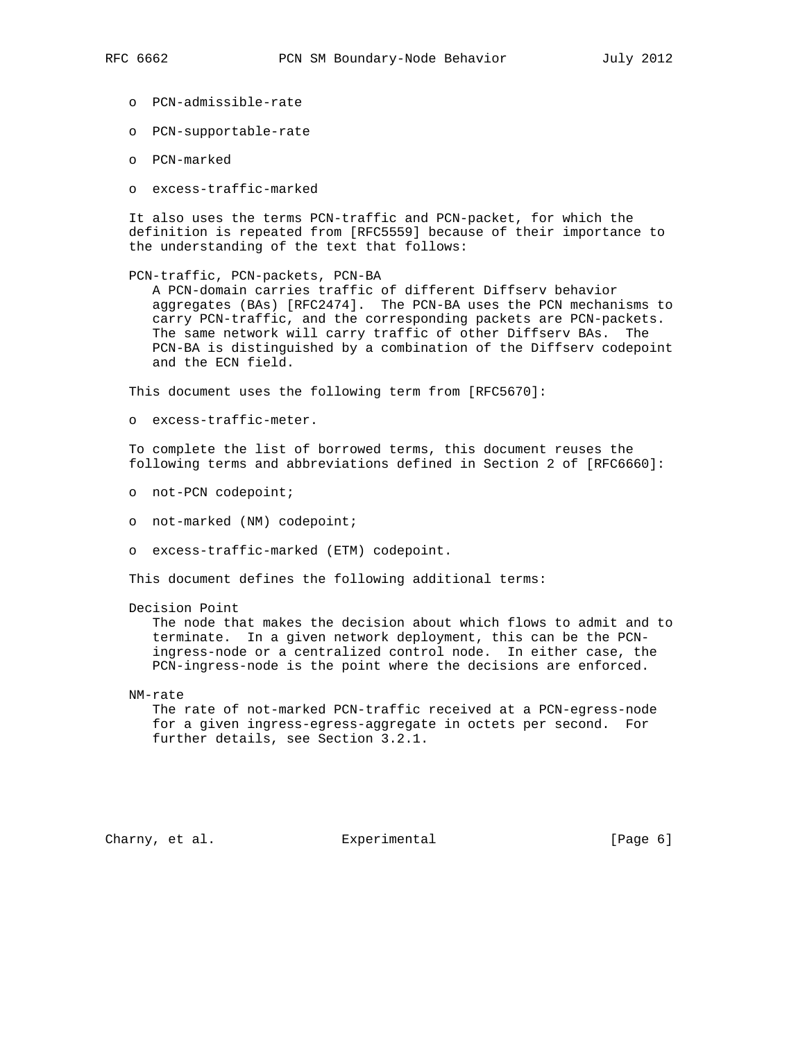- PCN-admissible-rate
- PCN-supportable-rate
- PCN-marked
- excess-traffic-marked

It also uses the terms PCN-traffic and PCN-packet, for which the definition is repeated from [RFC5559] because of their importance to the understanding of the text that follows:

PCN-traffic, PCN-packets, PCN-BA
: A PCN-domain carries traffic of different Diffserv behavior aggregates (BAs) [RFC2474]. The PCN-BA uses the PCN mechanisms to carry PCN-traffic, and the corresponding packets are PCN-packets. The same network will carry traffic of other Diffserv BAs. The PCN-BA is distinguished by a combination of the Diffserv codepoint and the ECN field.

This document uses the following term from [RFC5670]:

- excess-traffic-meter.

To complete the list of borrowed terms, this document reuses the following terms and abbreviations defined in Section 2 of [RFC6660]:

- not-PCN codepoint;
- not-marked (NM) codepoint;
- excess-traffic-marked (ETM) codepoint.

This document defines the following additional terms:

Decision Point
: The node that makes the decision about which flows to admit and to terminate. In a given network deployment, this can be the PCN-ingress-node or a centralized control node. In either case, the PCN-ingress-node is the point where the decisions are enforced.

NM-rate
: The rate of not-marked PCN-traffic received at a PCN-egress-node for a given ingress-egress-aggregate in octets per second. For further details, see Section 3.2.1.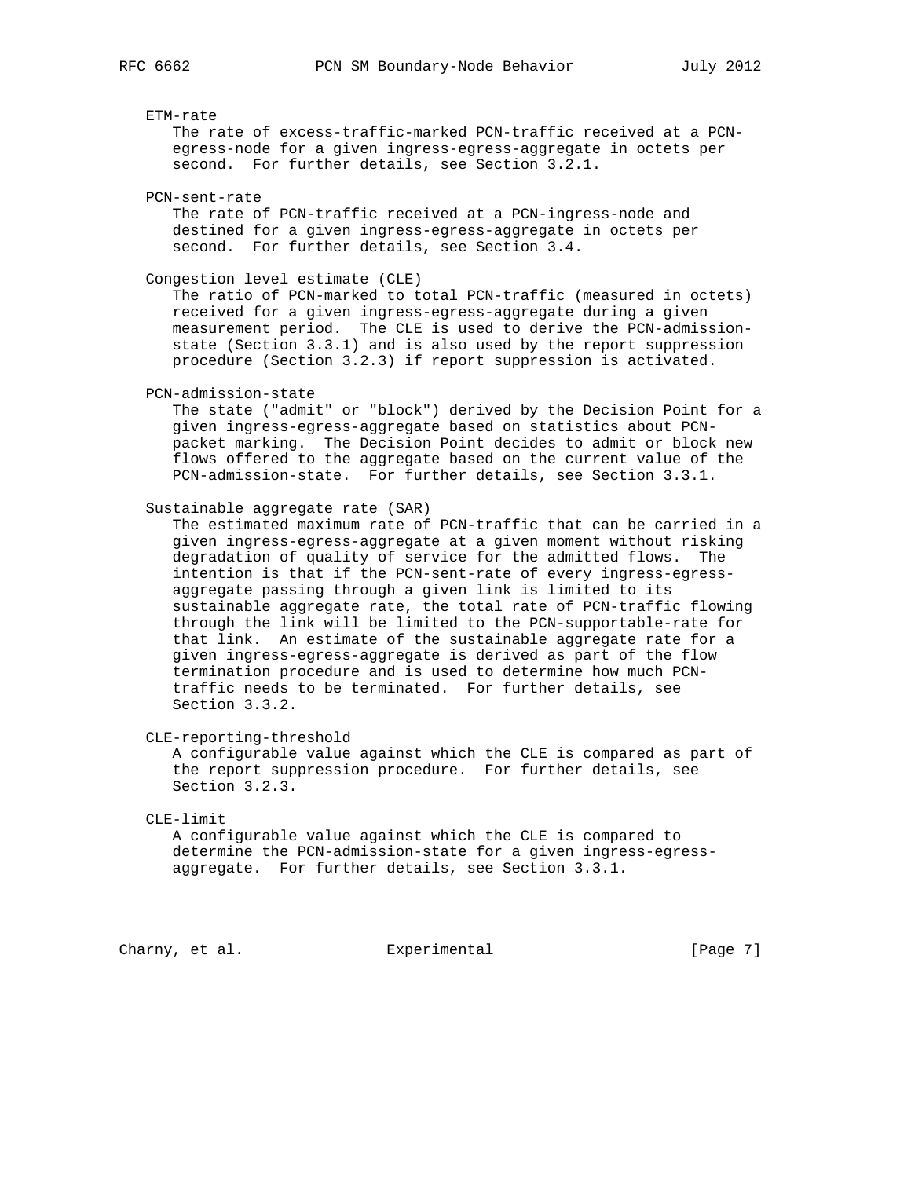ETM-rate
: The rate of excess-traffic-marked PCN-traffic received at a PCN-egress-node for a given ingress-egress-aggregate in octets per second. For further details, see Section 3.2.1.

PCN-sent-rate
: The rate of PCN-traffic received at a PCN-ingress-node and destined for a given ingress-egress-aggregate in octets per second. For further details, see Section 3.4.

Congestion level estimate (CLE)
: The ratio of PCN-marked to total PCN-traffic (measured in octets) received for a given ingress-egress-aggregate during a given measurement period. The CLE is used to derive the PCN-admission-state (Section 3.3.1) and is also used by the report suppression procedure (Section 3.2.3) if report suppression is activated.

PCN-admission-state
: The state ("admit" or "block") derived by the Decision Point for a given ingress-egress-aggregate based on statistics about PCN-packet marking. The Decision Point decides to admit or block new flows offered to the aggregate based on the current value of the PCN-admission-state. For further details, see Section 3.3.1.

Sustainable aggregate rate (SAR)
: The estimated maximum rate of PCN-traffic that can be carried in a given ingress-egress-aggregate at a given moment without risking degradation of quality of service for the admitted flows. The intention is that if the PCN-sent-rate of every ingress-egress-aggregate passing through a given link is limited to its sustainable aggregate rate, the total rate of PCN-traffic flowing through the link will be limited to the PCN-supportable-rate for that link. An estimate of the sustainable aggregate rate for a given ingress-egress-aggregate is derived as part of the flow termination procedure and is used to determine how much PCN-traffic needs to be terminated. For further details, see Section 3.3.2.

CLE-reporting-threshold
: A configurable value against which the CLE is compared as part of the report suppression procedure. For further details, see Section 3.2.3.

CLE-limit
: A configurable value against which the CLE is compared to determine the PCN-admission-state for a given ingress-egress-aggregate. For further details, see Section 3.3.1.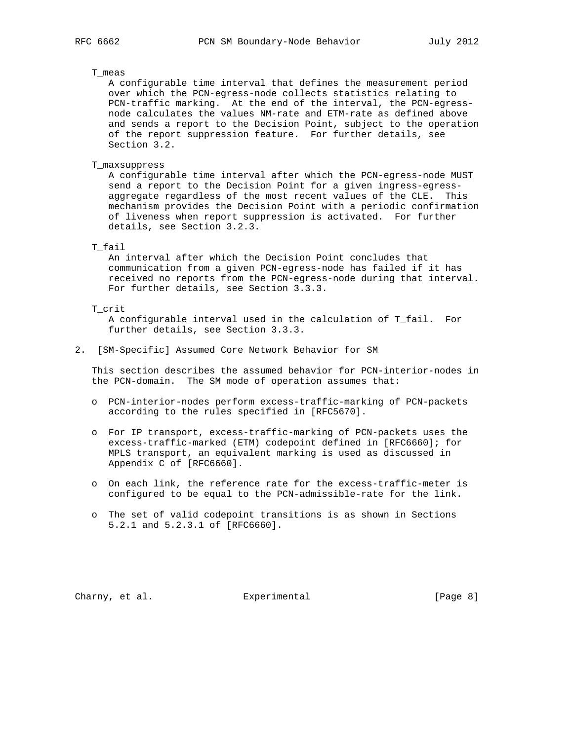T_meas

A configurable time interval that defines the measurement period over which the PCN-egress-node collects statistics relating to PCN-traffic marking. At the end of the interval, the PCN-egress-node calculates the values NM-rate and ETM-rate as defined above and sends a report to the Decision Point, subject to the operation of the report suppression feature. For further details, see Section 3.2.

T_maxsuppress

A configurable time interval after which the PCN-egress-node MUST send a report to the Decision Point for a given ingress-egress-aggregate regardless of the most recent values of the CLE. This mechanism provides the Decision Point with a periodic confirmation of liveness when report suppression is activated. For further details, see Section 3.2.3.

T_fail

An interval after which the Decision Point concludes that communication from a given PCN-egress-node has failed if it has received no reports from the PCN-egress-node during that interval. For further details, see Section 3.3.3.

T_crit

A configurable interval used in the calculation of T_fail. For further details, see Section 3.3.3.

## 2. [SM-Specific] Assumed Core Network Behavior for SM

This section describes the assumed behavior for PCN-interior-nodes in the PCN-domain. The SM mode of operation assumes that:

- PCN-interior-nodes perform excess-traffic-marking of PCN-packets according to the rules specified in [RFC5670].
- For IP transport, excess-traffic-marking of PCN-packets uses the excess-traffic-marked (ETM) codepoint defined in [RFC6660]; for MPLS transport, an equivalent marking is used as discussed in Appendix C of [RFC6660].
- On each link, the reference rate for the excess-traffic-meter is configured to be equal to the PCN-admissible-rate for the link.
- The set of valid codepoint transitions is as shown in Sections 5.2.1 and 5.2.3.1 of [RFC6660].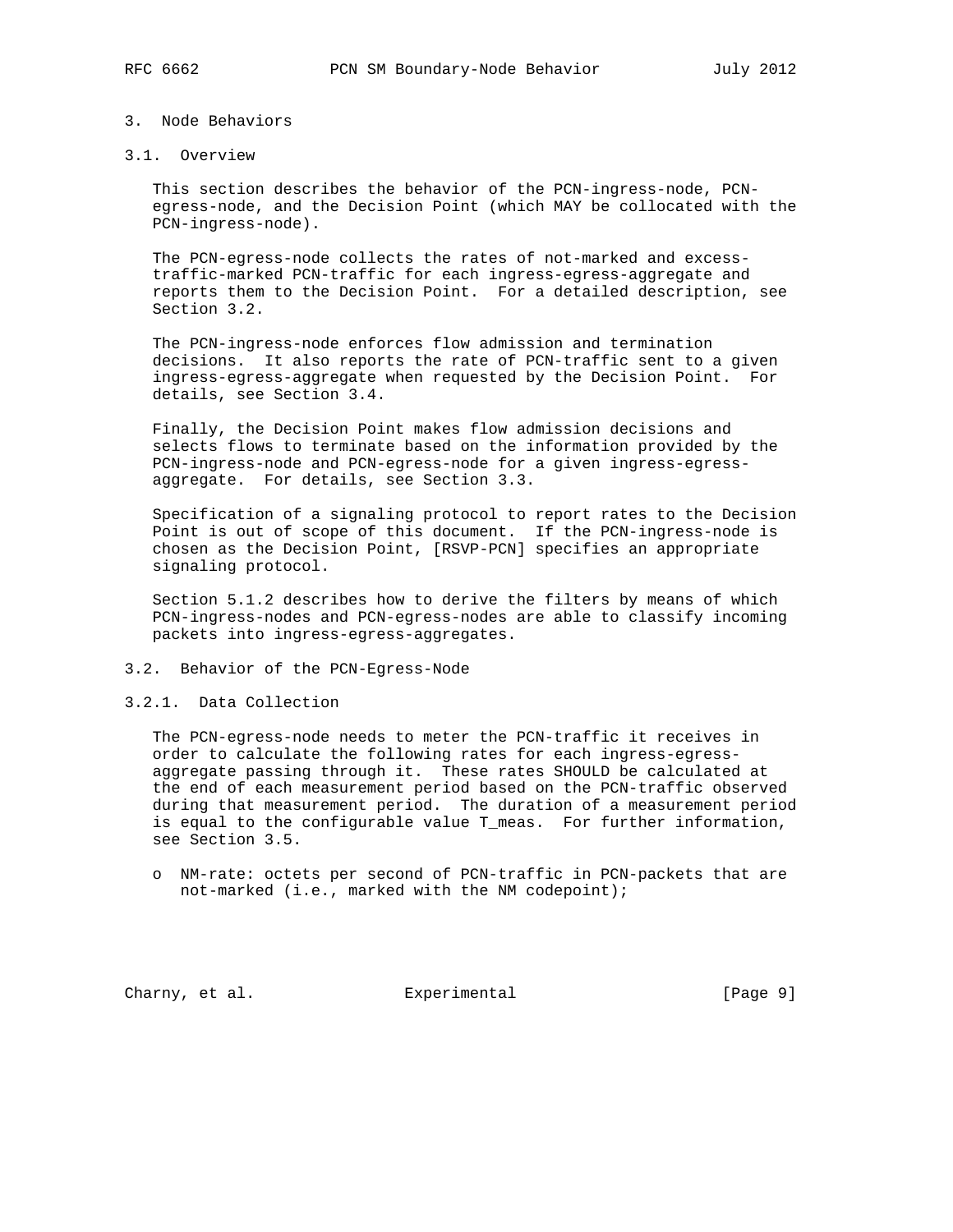## 3. Node Behaviors

### 3.1. Overview

This section describes the behavior of the PCN-ingress-node, PCN-egress-node, and the Decision Point (which MAY be collocated with the PCN-ingress-node).

The PCN-egress-node collects the rates of not-marked and excess-traffic-marked PCN-traffic for each ingress-egress-aggregate and reports them to the Decision Point. For a detailed description, see Section 3.2.

The PCN-ingress-node enforces flow admission and termination decisions. It also reports the rate of PCN-traffic sent to a given ingress-egress-aggregate when requested by the Decision Point. For details, see Section 3.4.

Finally, the Decision Point makes flow admission decisions and selects flows to terminate based on the information provided by the PCN-ingress-node and PCN-egress-node for a given ingress-egress-aggregate. For details, see Section 3.3.

Specification of a signaling protocol to report rates to the Decision Point is out of scope of this document. If the PCN-ingress-node is chosen as the Decision Point, [RSVP-PCN] specifies an appropriate signaling protocol.

Section 5.1.2 describes how to derive the filters by means of which PCN-ingress-nodes and PCN-egress-nodes are able to classify incoming packets into ingress-egress-aggregates.

### 3.2. Behavior of the PCN-Egress-Node

#### 3.2.1. Data Collection

The PCN-egress-node needs to meter the PCN-traffic it receives in order to calculate the following rates for each ingress-egress-aggregate passing through it. These rates SHOULD be calculated at the end of each measurement period based on the PCN-traffic observed during that measurement period. The duration of a measurement period is equal to the configurable value T_meas. For further information, see Section 3.5.

- NM-rate: octets per second of PCN-traffic in PCN-packets that are not-marked (i.e., marked with the NM codepoint);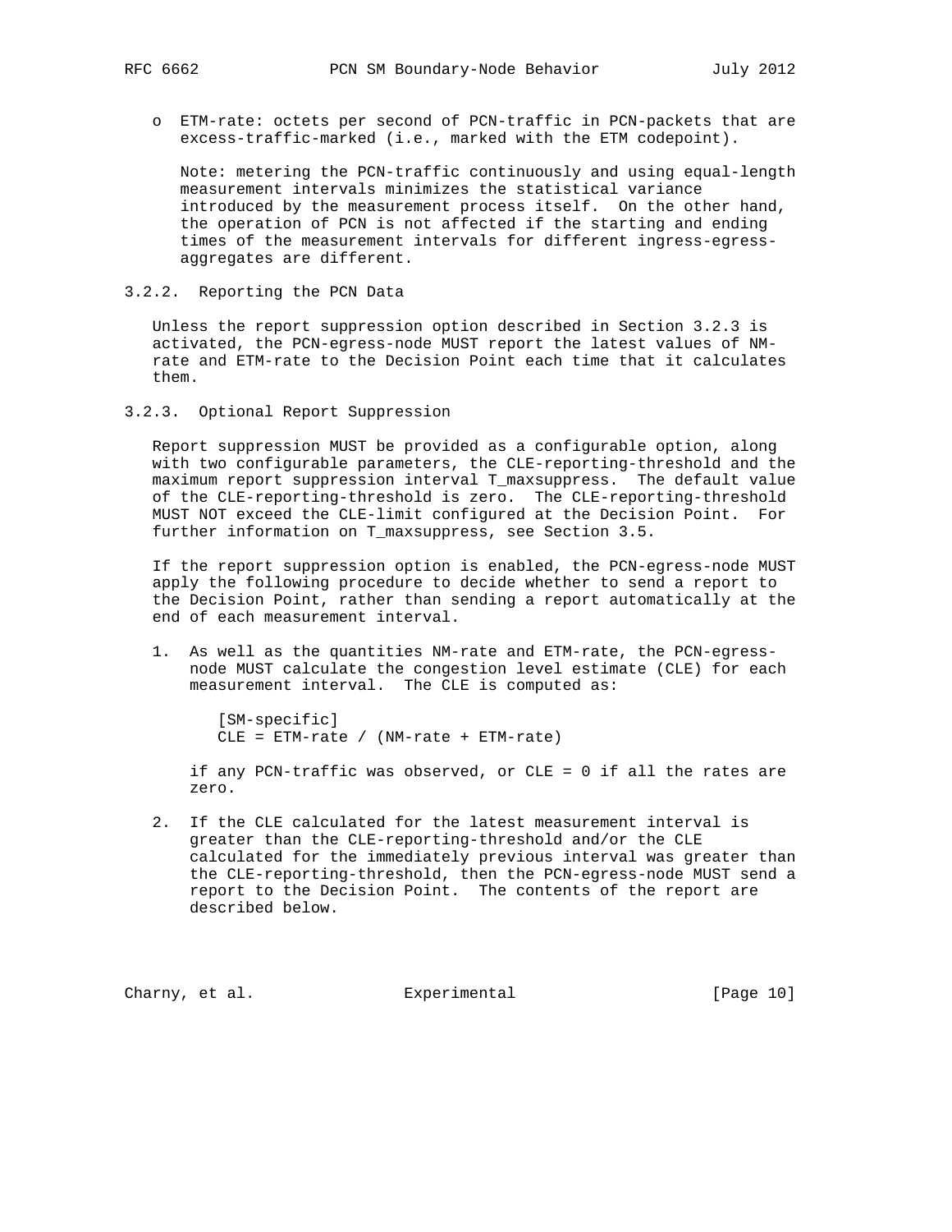- ETM-rate: octets per second of PCN-traffic in PCN-packets that are excess-traffic-marked (i.e., marked with the ETM codepoint).

  Note: metering the PCN-traffic continuously and using equal-length measurement intervals minimizes the statistical variance introduced by the measurement process itself. On the other hand, the operation of PCN is not affected if the starting and ending times of the measurement intervals for different ingress-egress-aggregates are different.

### 3.2.2. Reporting the PCN Data

Unless the report suppression option described in Section 3.2.3 is activated, the PCN-egress-node MUST report the latest values of NM-rate and ETM-rate to the Decision Point each time that it calculates them.

### 3.2.3. Optional Report Suppression

Report suppression MUST be provided as a configurable option, along with two configurable parameters, the CLE-reporting-threshold and the maximum report suppression interval T_maxsuppress. The default value of the CLE-reporting-threshold is zero. The CLE-reporting-threshold MUST NOT exceed the CLE-limit configured at the Decision Point. For further information on T_maxsuppress, see Section 3.5.

If the report suppression option is enabled, the PCN-egress-node MUST apply the following procedure to decide whether to send a report to the Decision Point, rather than sending a report automatically at the end of each measurement interval.

1. As well as the quantities NM-rate and ETM-rate, the PCN-egress-node MUST calculate the congestion level estimate (CLE) for each measurement interval. The CLE is computed as:

   ```
   [SM-specific]
   CLE = ETM-rate / (NM-rate + ETM-rate)
   ```

   if any PCN-traffic was observed, or CLE = 0 if all the rates are zero.

2. If the CLE calculated for the latest measurement interval is greater than the CLE-reporting-threshold and/or the CLE calculated for the immediately previous interval was greater than the CLE-reporting-threshold, then the PCN-egress-node MUST send a report to the Decision Point. The contents of the report are described below.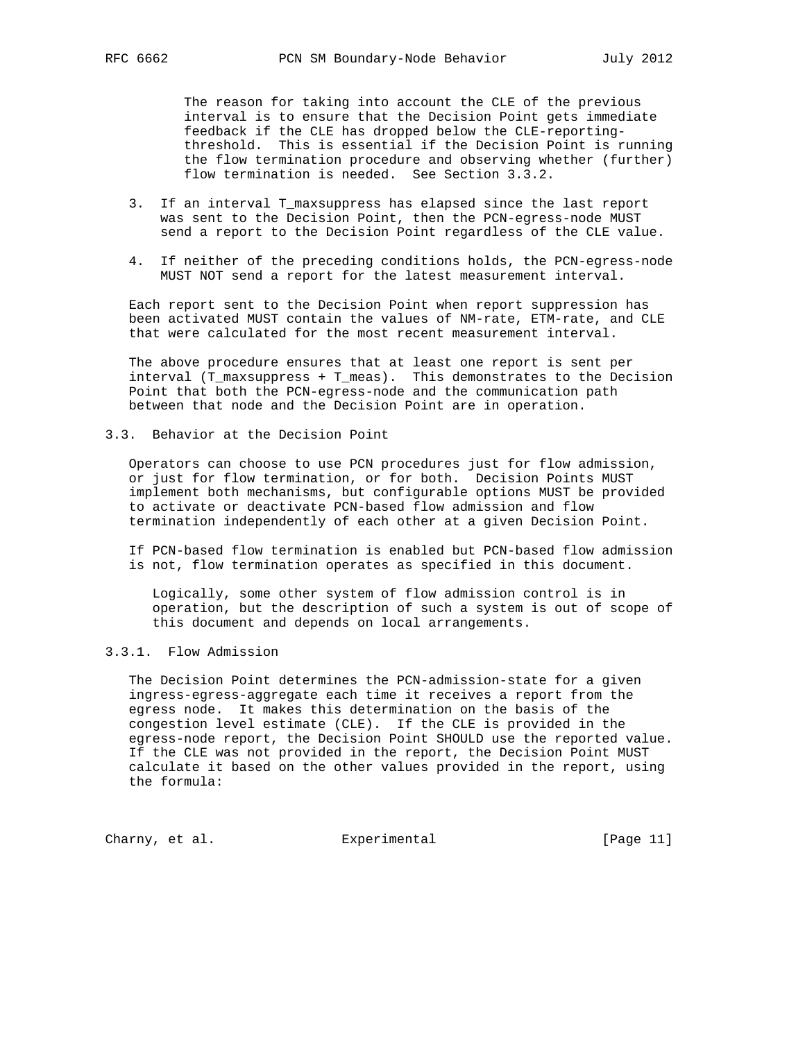The reason for taking into account the CLE of the previous interval is to ensure that the Decision Point gets immediate feedback if the CLE has dropped below the CLE-reporting-threshold. This is essential if the Decision Point is running the flow termination procedure and observing whether (further) flow termination is needed. See Section 3.3.2.

3. If an interval T_maxsuppress has elapsed since the last report was sent to the Decision Point, then the PCN-egress-node MUST send a report to the Decision Point regardless of the CLE value.

4. If neither of the preceding conditions holds, the PCN-egress-node MUST NOT send a report for the latest measurement interval.

Each report sent to the Decision Point when report suppression has been activated MUST contain the values of NM-rate, ETM-rate, and CLE that were calculated for the most recent measurement interval.

The above procedure ensures that at least one report is sent per interval (T_maxsuppress + T_meas). This demonstrates to the Decision Point that both the PCN-egress-node and the communication path between that node and the Decision Point are in operation.

## 3.3. Behavior at the Decision Point

Operators can choose to use PCN procedures just for flow admission, or just for flow termination, or for both. Decision Points MUST implement both mechanisms, but configurable options MUST be provided to activate or deactivate PCN-based flow admission and flow termination independently of each other at a given Decision Point.

If PCN-based flow termination is enabled but PCN-based flow admission is not, flow termination operates as specified in this document.

> Logically, some other system of flow admission control is in operation, but the description of such a system is out of scope of this document and depends on local arrangements.

### 3.3.1. Flow Admission

The Decision Point determines the PCN-admission-state for a given ingress-egress-aggregate each time it receives a report from the egress node. It makes this determination on the basis of the congestion level estimate (CLE). If the CLE is provided in the egress-node report, the Decision Point SHOULD use the reported value. If the CLE was not provided in the report, the Decision Point MUST calculate it based on the other values provided in the report, using the formula: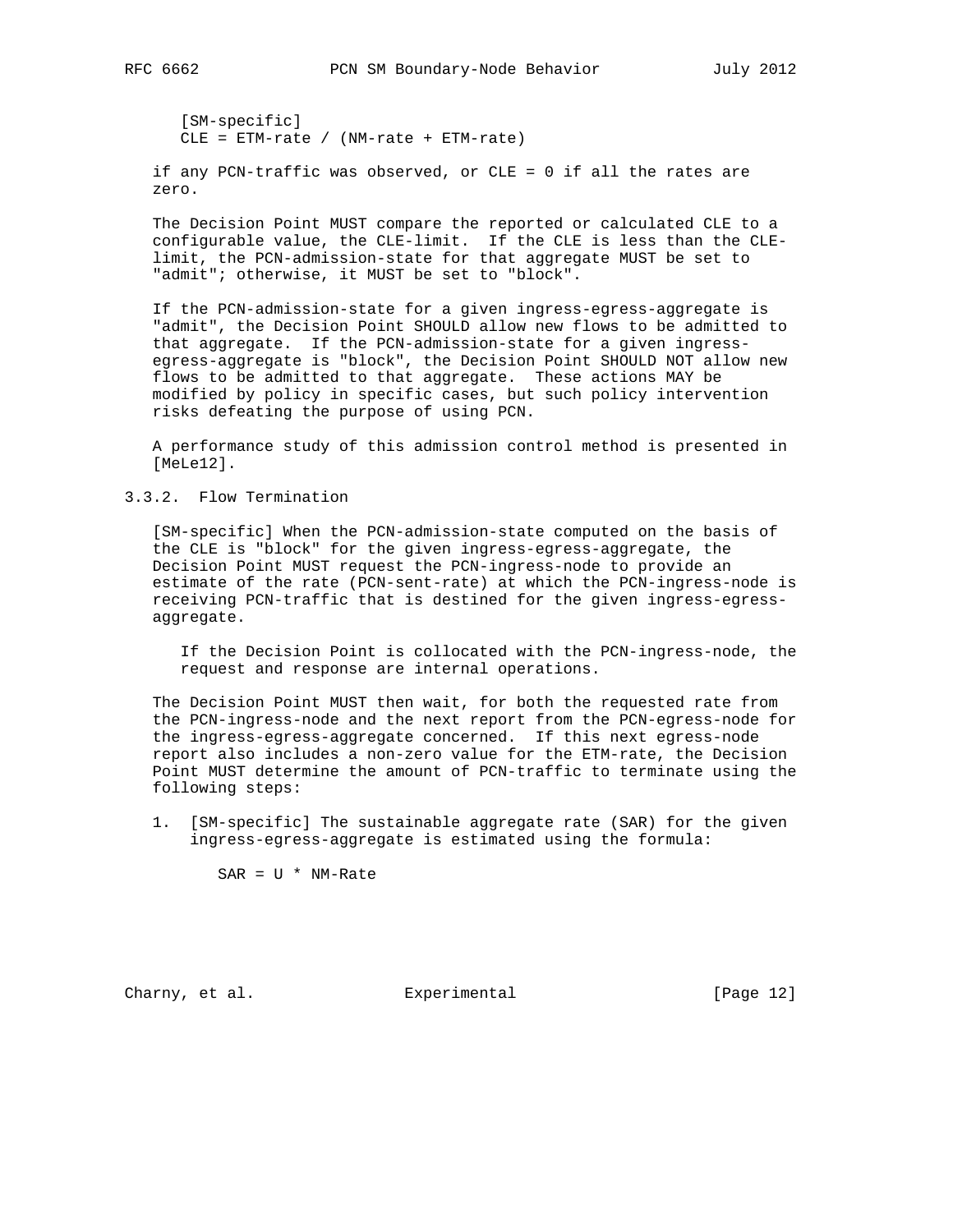[SM-specific]
CLE = ETM-rate / (NM-rate + ETM-rate)

if any PCN-traffic was observed, or CLE = 0 if all the rates are zero.

The Decision Point MUST compare the reported or calculated CLE to a configurable value, the CLE-limit. If the CLE is less than the CLE-limit, the PCN-admission-state for that aggregate MUST be set to "admit"; otherwise, it MUST be set to "block".

If the PCN-admission-state for a given ingress-egress-aggregate is "admit", the Decision Point SHOULD allow new flows to be admitted to that aggregate. If the PCN-admission-state for a given ingress-egress-aggregate is "block", the Decision Point SHOULD NOT allow new flows to be admitted to that aggregate. These actions MAY be modified by policy in specific cases, but such policy intervention risks defeating the purpose of using PCN.

A performance study of this admission control method is presented in [MeLe12].

### 3.3.2. Flow Termination

[SM-specific] When the PCN-admission-state computed on the basis of the CLE is "block" for the given ingress-egress-aggregate, the Decision Point MUST request the PCN-ingress-node to provide an estimate of the rate (PCN-sent-rate) at which the PCN-ingress-node is receiving PCN-traffic that is destined for the given ingress-egress-aggregate.

If the Decision Point is collocated with the PCN-ingress-node, the request and response are internal operations.

The Decision Point MUST then wait, for both the requested rate from the PCN-ingress-node and the next report from the PCN-egress-node for the ingress-egress-aggregate concerned. If this next egress-node report also includes a non-zero value for the ETM-rate, the Decision Point MUST determine the amount of PCN-traffic to terminate using the following steps:

1. [SM-specific] The sustainable aggregate rate (SAR) for the given ingress-egress-aggregate is estimated using the formula:

   SAR = U * NM-Rate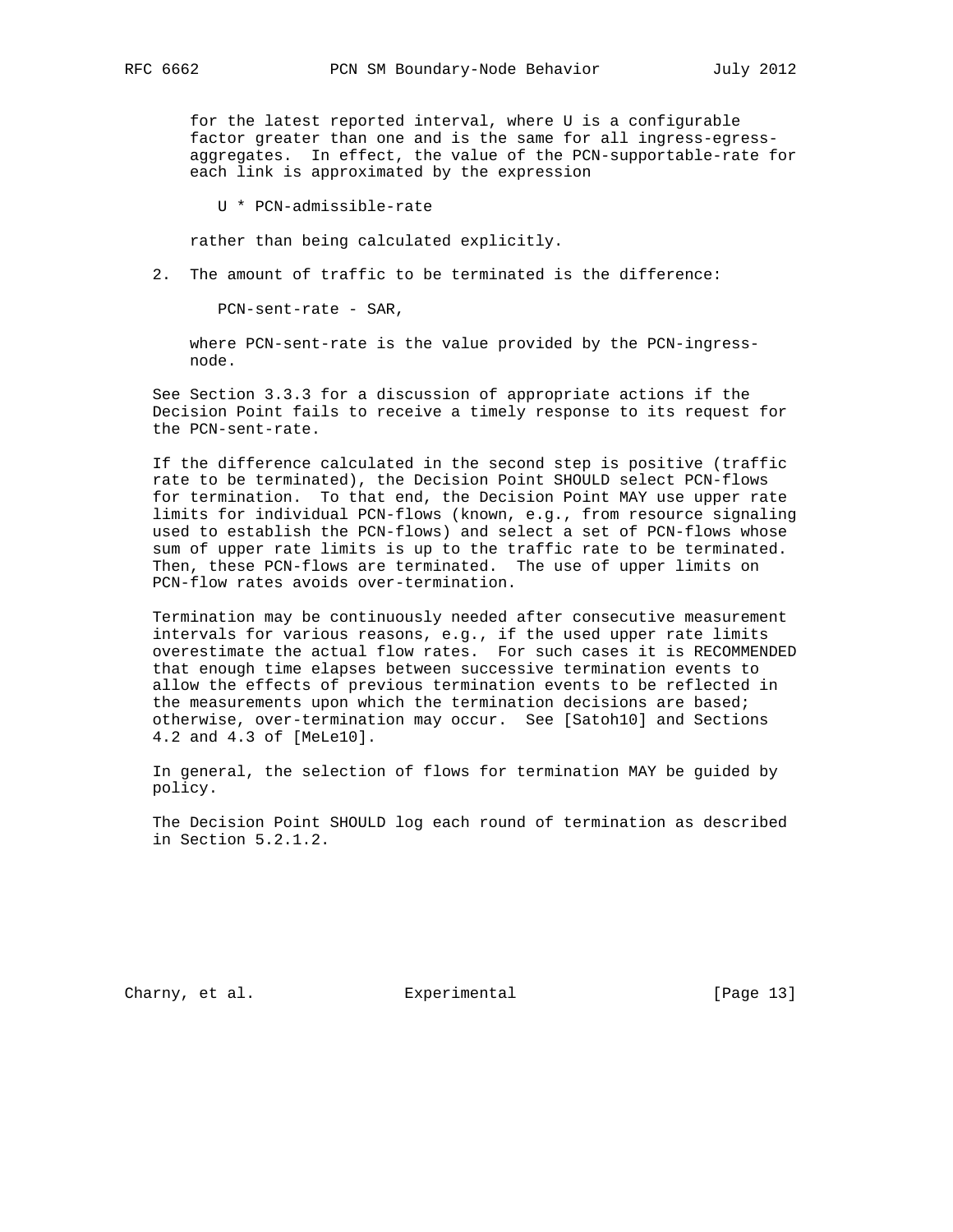for the latest reported interval, where U is a configurable factor greater than one and is the same for all ingress-egress-aggregates. In effect, the value of the PCN-supportable-rate for each link is approximated by the expression

U * PCN-admissible-rate

rather than being calculated explicitly.

2. The amount of traffic to be terminated is the difference:

   PCN-sent-rate - SAR,

   where PCN-sent-rate is the value provided by the PCN-ingress-node.

See Section 3.3.3 for a discussion of appropriate actions if the Decision Point fails to receive a timely response to its request for the PCN-sent-rate.

If the difference calculated in the second step is positive (traffic rate to be terminated), the Decision Point SHOULD select PCN-flows for termination. To that end, the Decision Point MAY use upper rate limits for individual PCN-flows (known, e.g., from resource signaling used to establish the PCN-flows) and select a set of PCN-flows whose sum of upper rate limits is up to the traffic rate to be terminated. Then, these PCN-flows are terminated. The use of upper limits on PCN-flow rates avoids over-termination.

Termination may be continuously needed after consecutive measurement intervals for various reasons, e.g., if the used upper rate limits overestimate the actual flow rates. For such cases it is RECOMMENDED that enough time elapses between successive termination events to allow the effects of previous termination events to be reflected in the measurements upon which the termination decisions are based; otherwise, over-termination may occur. See [Satoh10] and Sections 4.2 and 4.3 of [MeLe10].

In general, the selection of flows for termination MAY be guided by policy.

The Decision Point SHOULD log each round of termination as described in Section 5.2.1.2.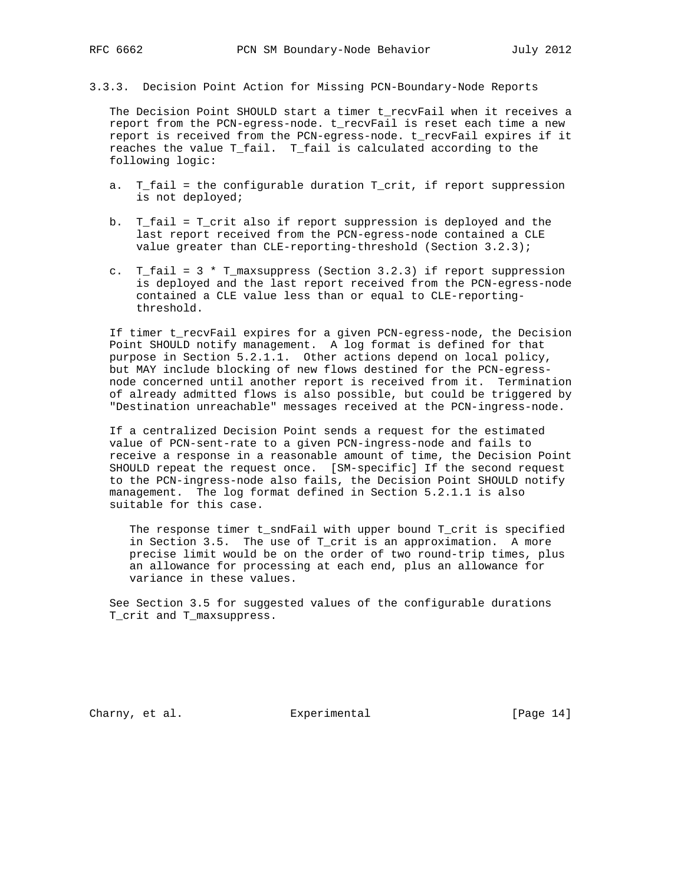### 3.3.3. Decision Point Action for Missing PCN-Boundary-Node Reports

The Decision Point SHOULD start a timer t_recvFail when it receives a report from the PCN-egress-node. t_recvFail is reset each time a new report is received from the PCN-egress-node. t_recvFail expires if it reaches the value T_fail. T_fail is calculated according to the following logic:

a. T_fail = the configurable duration T_crit, if report suppression is not deployed;

b. T_fail = T_crit also if report suppression is deployed and the last report received from the PCN-egress-node contained a CLE value greater than CLE-reporting-threshold (Section 3.2.3);

c. T_fail = 3 * T_maxsuppress (Section 3.2.3) if report suppression is deployed and the last report received from the PCN-egress-node contained a CLE value less than or equal to CLE-reporting-threshold.

If timer t_recvFail expires for a given PCN-egress-node, the Decision Point SHOULD notify management. A log format is defined for that purpose in Section 5.2.1.1. Other actions depend on local policy, but MAY include blocking of new flows destined for the PCN-egress-node concerned until another report is received from it. Termination of already admitted flows is also possible, but could be triggered by "Destination unreachable" messages received at the PCN-ingress-node.

If a centralized Decision Point sends a request for the estimated value of PCN-sent-rate to a given PCN-ingress-node and fails to receive a response in a reasonable amount of time, the Decision Point SHOULD repeat the request once. [SM-specific] If the second request to the PCN-ingress-node also fails, the Decision Point SHOULD notify management. The log format defined in Section 5.2.1.1 is also suitable for this case.

> The response timer t_sndFail with upper bound T_crit is specified in Section 3.5. The use of T_crit is an approximation. A more precise limit would be on the order of two round-trip times, plus an allowance for processing at each end, plus an allowance for variance in these values.

See Section 3.5 for suggested values of the configurable durations T_crit and T_maxsuppress.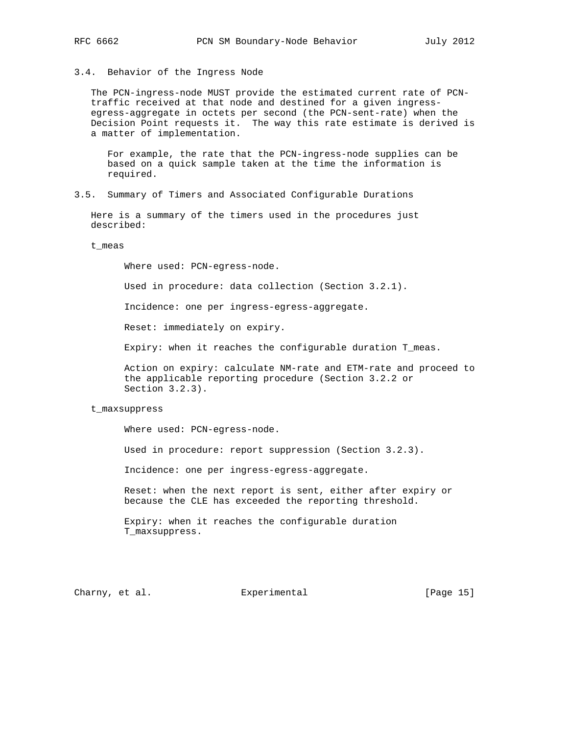### 3.4. Behavior of the Ingress Node

The PCN-ingress-node MUST provide the estimated current rate of PCN-traffic received at that node and destined for a given ingress-egress-aggregate in octets per second (the PCN-sent-rate) when the Decision Point requests it. The way this rate estimate is derived is a matter of implementation.

For example, the rate that the PCN-ingress-node supplies can be based on a quick sample taken at the time the information is required.

### 3.5. Summary of Timers and Associated Configurable Durations

Here is a summary of the timers used in the procedures just described:

t_meas

Where used: PCN-egress-node.

Used in procedure: data collection (Section 3.2.1).

Incidence: one per ingress-egress-aggregate.

Reset: immediately on expiry.

Expiry: when it reaches the configurable duration T_meas.

Action on expiry: calculate NM-rate and ETM-rate and proceed to the applicable reporting procedure (Section 3.2.2 or Section 3.2.3).

t_maxsuppress

Where used: PCN-egress-node.

Used in procedure: report suppression (Section 3.2.3).

Incidence: one per ingress-egress-aggregate.

Reset: when the next report is sent, either after expiry or because the CLE has exceeded the reporting threshold.

Expiry: when it reaches the configurable duration T_maxsuppress.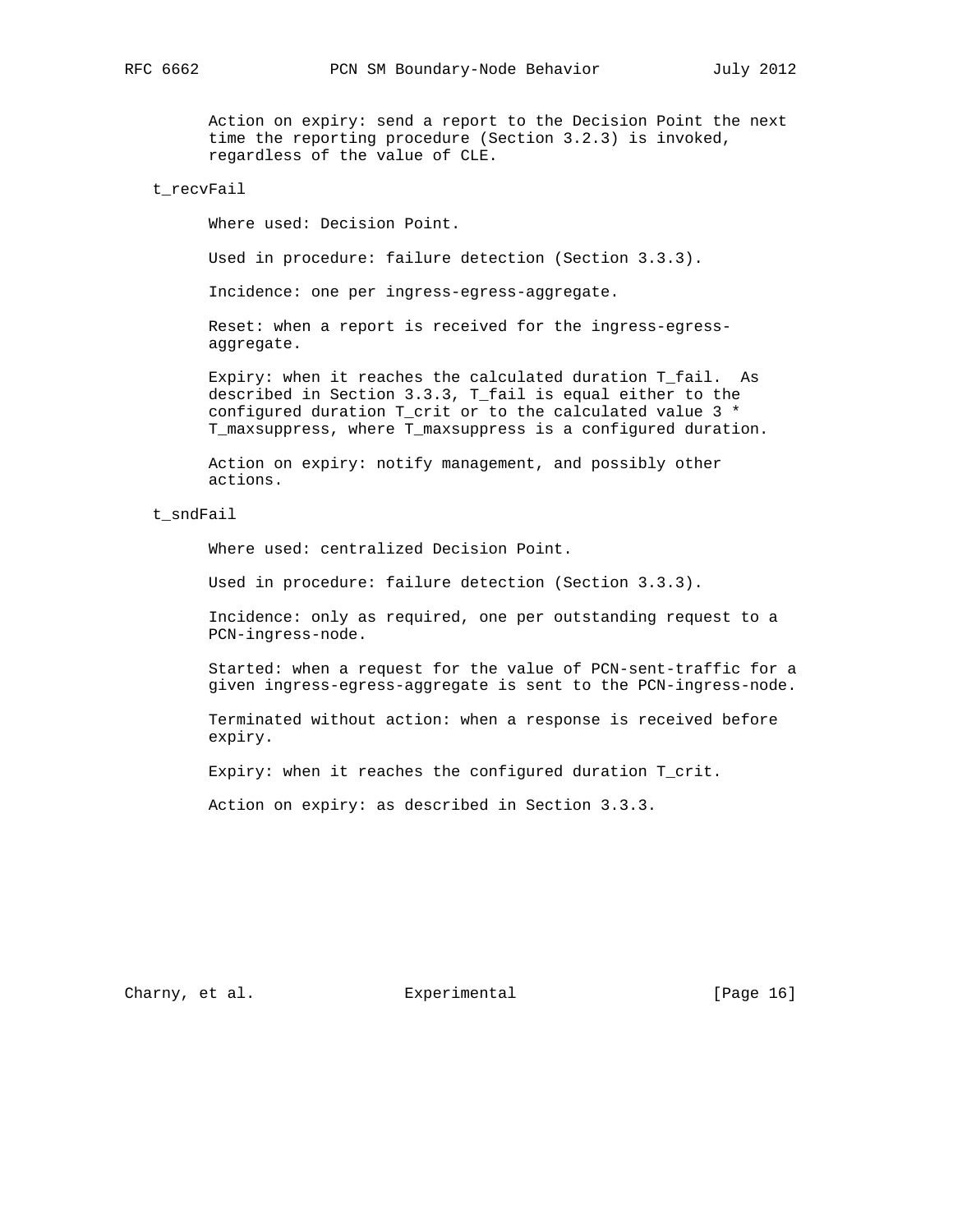Action on expiry: send a report to the Decision Point the next time the reporting procedure (Section 3.2.3) is invoked, regardless of the value of CLE.

t_recvFail

Where used: Decision Point.

Used in procedure: failure detection (Section 3.3.3).

Incidence: one per ingress-egress-aggregate.

Reset: when a report is received for the ingress-egress-aggregate.

Expiry: when it reaches the calculated duration T_fail. As described in Section 3.3.3, T_fail is equal either to the configured duration T_crit or to the calculated value 3 * T_maxsuppress, where T_maxsuppress is a configured duration.

Action on expiry: notify management, and possibly other actions.

t_sndFail

Where used: centralized Decision Point.

Used in procedure: failure detection (Section 3.3.3).

Incidence: only as required, one per outstanding request to a PCN-ingress-node.

Started: when a request for the value of PCN-sent-traffic for a given ingress-egress-aggregate is sent to the PCN-ingress-node.

Terminated without action: when a response is received before expiry.

Expiry: when it reaches the configured duration T_crit.

Action on expiry: as described in Section 3.3.3.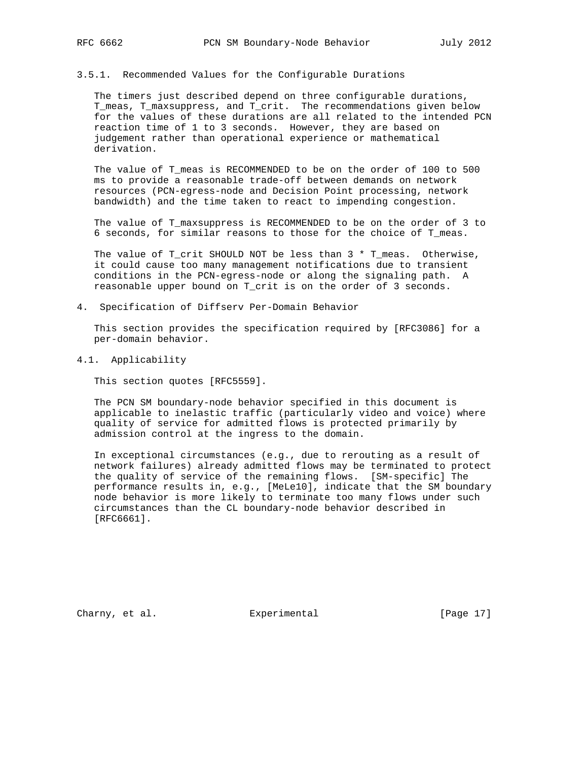### 3.5.1. Recommended Values for the Configurable Durations

The timers just described depend on three configurable durations, T_meas, T_maxsuppress, and T_crit. The recommendations given below for the values of these durations are all related to the intended PCN reaction time of 1 to 3 seconds. However, they are based on judgement rather than operational experience or mathematical derivation.

The value of T_meas is RECOMMENDED to be on the order of 100 to 500 ms to provide a reasonable trade-off between demands on network resources (PCN-egress-node and Decision Point processing, network bandwidth) and the time taken to react to impending congestion.

The value of T_maxsuppress is RECOMMENDED to be on the order of 3 to 6 seconds, for similar reasons to those for the choice of T_meas.

The value of T_crit SHOULD NOT be less than 3 * T_meas. Otherwise, it could cause too many management notifications due to transient conditions in the PCN-egress-node or along the signaling path. A reasonable upper bound on T_crit is on the order of 3 seconds.

## 4. Specification of Diffserv Per-Domain Behavior

This section provides the specification required by [RFC3086] for a per-domain behavior.

### 4.1. Applicability

This section quotes [RFC5559].

The PCN SM boundary-node behavior specified in this document is applicable to inelastic traffic (particularly video and voice) where quality of service for admitted flows is protected primarily by admission control at the ingress to the domain.

In exceptional circumstances (e.g., due to rerouting as a result of network failures) already admitted flows may be terminated to protect the quality of service of the remaining flows. [SM-specific] The performance results in, e.g., [MeLe10], indicate that the SM boundary node behavior is more likely to terminate too many flows under such circumstances than the CL boundary-node behavior described in [RFC6661].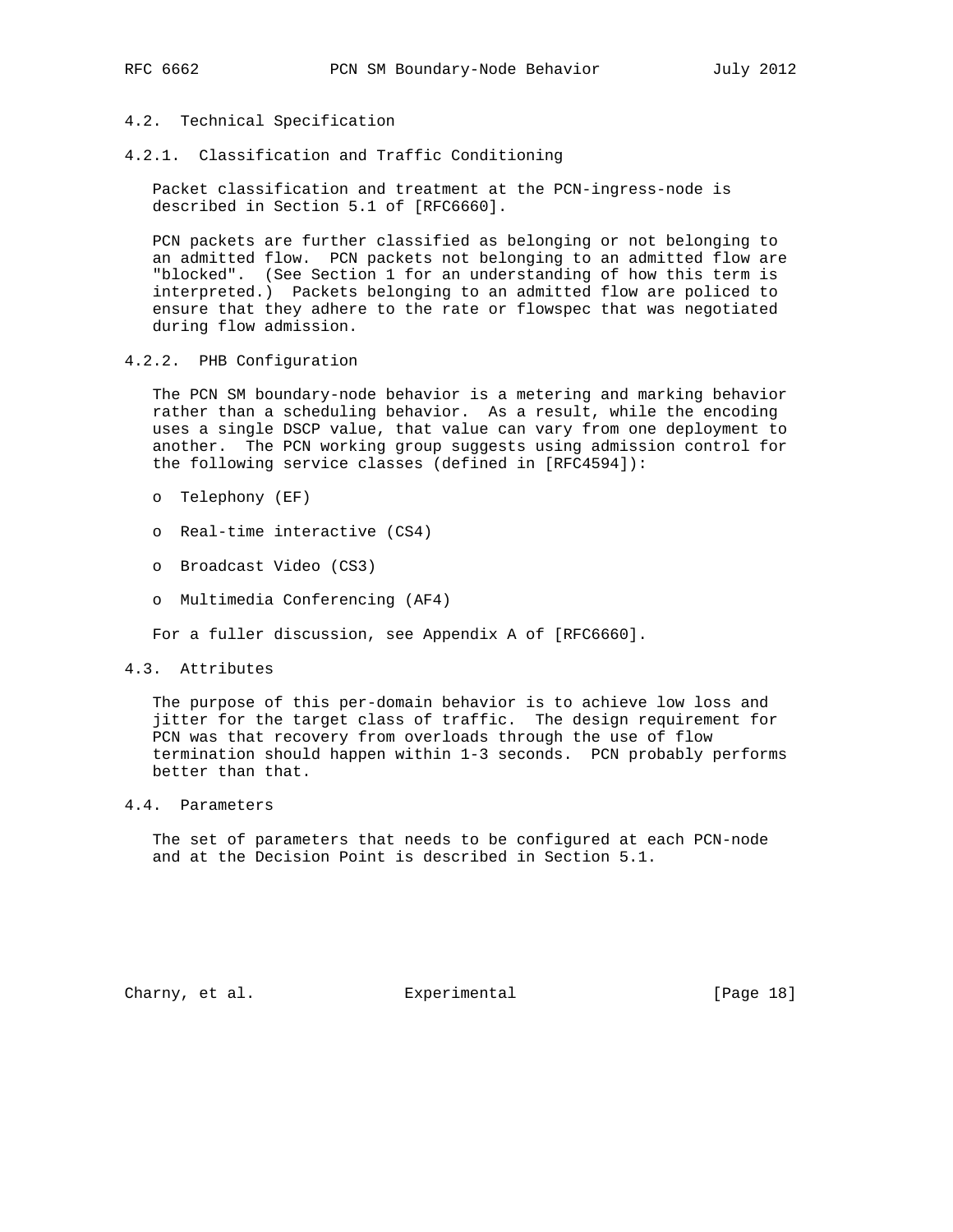### 4.2. Technical Specification

#### 4.2.1. Classification and Traffic Conditioning

Packet classification and treatment at the PCN-ingress-node is described in Section 5.1 of [RFC6660].

PCN packets are further classified as belonging or not belonging to an admitted flow. PCN packets not belonging to an admitted flow are "blocked". (See Section 1 for an understanding of how this term is interpreted.) Packets belonging to an admitted flow are policed to ensure that they adhere to the rate or flowspec that was negotiated during flow admission.

#### 4.2.2. PHB Configuration

The PCN SM boundary-node behavior is a metering and marking behavior rather than a scheduling behavior. As a result, while the encoding uses a single DSCP value, that value can vary from one deployment to another. The PCN working group suggests using admission control for the following service classes (defined in [RFC4594]):

- Telephony (EF)
- Real-time interactive (CS4)
- Broadcast Video (CS3)
- Multimedia Conferencing (AF4)

For a fuller discussion, see Appendix A of [RFC6660].

### 4.3. Attributes

The purpose of this per-domain behavior is to achieve low loss and jitter for the target class of traffic. The design requirement for PCN was that recovery from overloads through the use of flow termination should happen within 1-3 seconds. PCN probably performs better than that.

### 4.4. Parameters

The set of parameters that needs to be configured at each PCN-node and at the Decision Point is described in Section 5.1.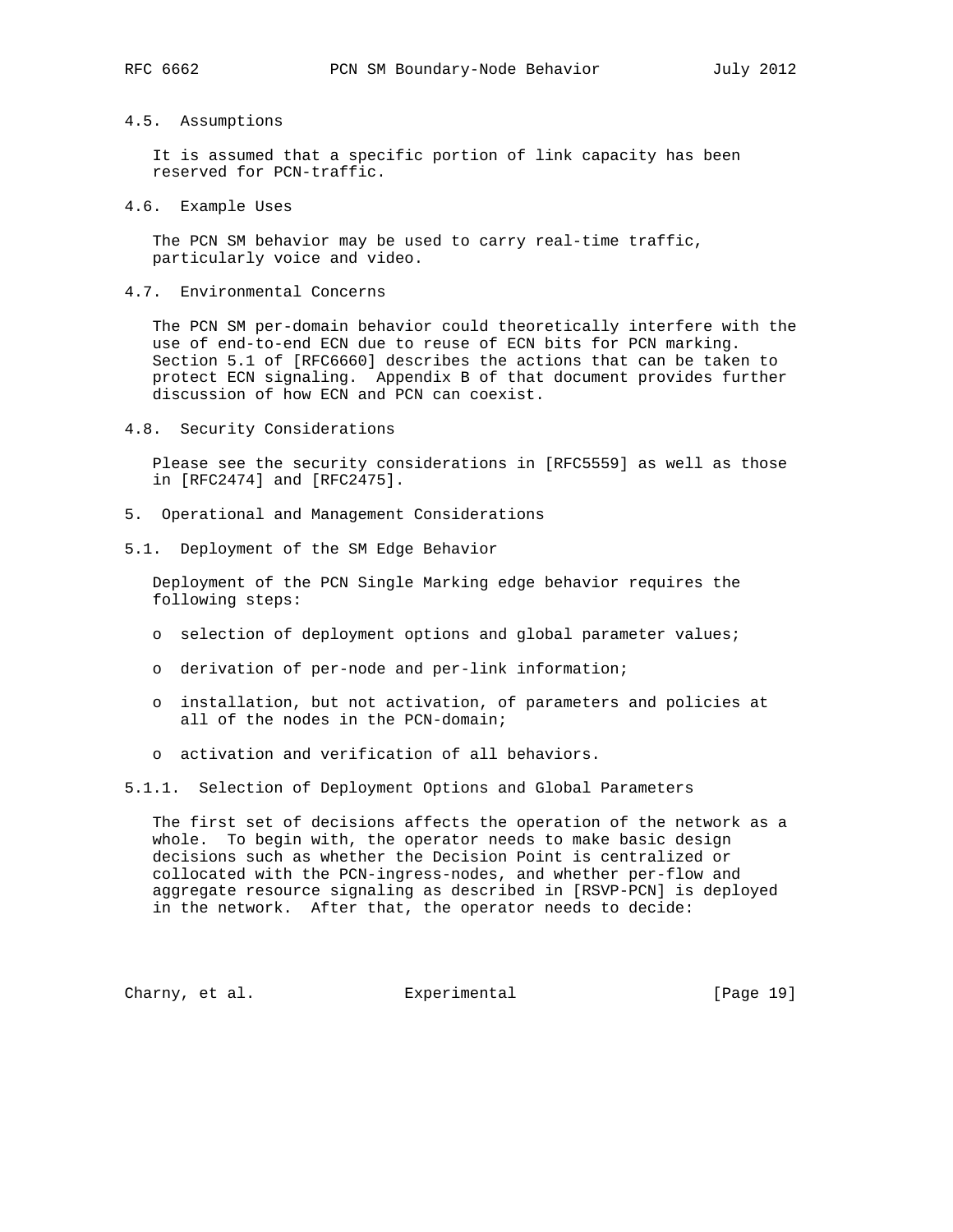### 4.5. Assumptions

It is assumed that a specific portion of link capacity has been reserved for PCN-traffic.

### 4.6. Example Uses

The PCN SM behavior may be used to carry real-time traffic, particularly voice and video.

### 4.7. Environmental Concerns

The PCN SM per-domain behavior could theoretically interfere with the use of end-to-end ECN due to reuse of ECN bits for PCN marking. Section 5.1 of [RFC6660] describes the actions that can be taken to protect ECN signaling. Appendix B of that document provides further discussion of how ECN and PCN can coexist.

### 4.8. Security Considerations

Please see the security considerations in [RFC5559] as well as those in [RFC2474] and [RFC2475].

## 5. Operational and Management Considerations

### 5.1. Deployment of the SM Edge Behavior

Deployment of the PCN Single Marking edge behavior requires the following steps:

- selection of deployment options and global parameter values;
- derivation of per-node and per-link information;
- installation, but not activation, of parameters and policies at all of the nodes in the PCN-domain;
- activation and verification of all behaviors.

#### 5.1.1. Selection of Deployment Options and Global Parameters

The first set of decisions affects the operation of the network as a whole. To begin with, the operator needs to make basic design decisions such as whether the Decision Point is centralized or collocated with the PCN-ingress-nodes, and whether per-flow and aggregate resource signaling as described in [RSVP-PCN] is deployed in the network. After that, the operator needs to decide: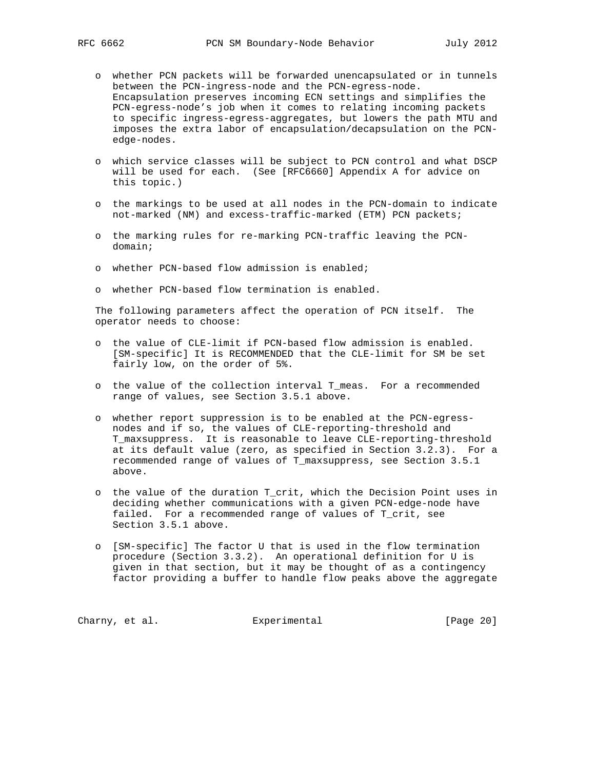- whether PCN packets will be forwarded unencapsulated or in tunnels between the PCN-ingress-node and the PCN-egress-node. Encapsulation preserves incoming ECN settings and simplifies the PCN-egress-node's job when it comes to relating incoming packets to specific ingress-egress-aggregates, but lowers the path MTU and imposes the extra labor of encapsulation/decapsulation on the PCN-edge-nodes.

- which service classes will be subject to PCN control and what DSCP will be used for each. (See [RFC6660] Appendix A for advice on this topic.)

- the markings to be used at all nodes in the PCN-domain to indicate not-marked (NM) and excess-traffic-marked (ETM) PCN packets;

- the marking rules for re-marking PCN-traffic leaving the PCN-domain;

- whether PCN-based flow admission is enabled;

- whether PCN-based flow termination is enabled.

The following parameters affect the operation of PCN itself. The operator needs to choose:

- the value of CLE-limit if PCN-based flow admission is enabled. [SM-specific] It is RECOMMENDED that the CLE-limit for SM be set fairly low, on the order of 5%.

- the value of the collection interval T_meas. For a recommended range of values, see Section 3.5.1 above.

- whether report suppression is to be enabled at the PCN-egress-nodes and if so, the values of CLE-reporting-threshold and T_maxsuppress. It is reasonable to leave CLE-reporting-threshold at its default value (zero, as specified in Section 3.2.3). For a recommended range of values of T_maxsuppress, see Section 3.5.1 above.

- the value of the duration T_crit, which the Decision Point uses in deciding whether communications with a given PCN-edge-node have failed. For a recommended range of values of T_crit, see Section 3.5.1 above.

- [SM-specific] The factor U that is used in the flow termination procedure (Section 3.3.2). An operational definition for U is given in that section, but it may be thought of as a contingency factor providing a buffer to handle flow peaks above the aggregate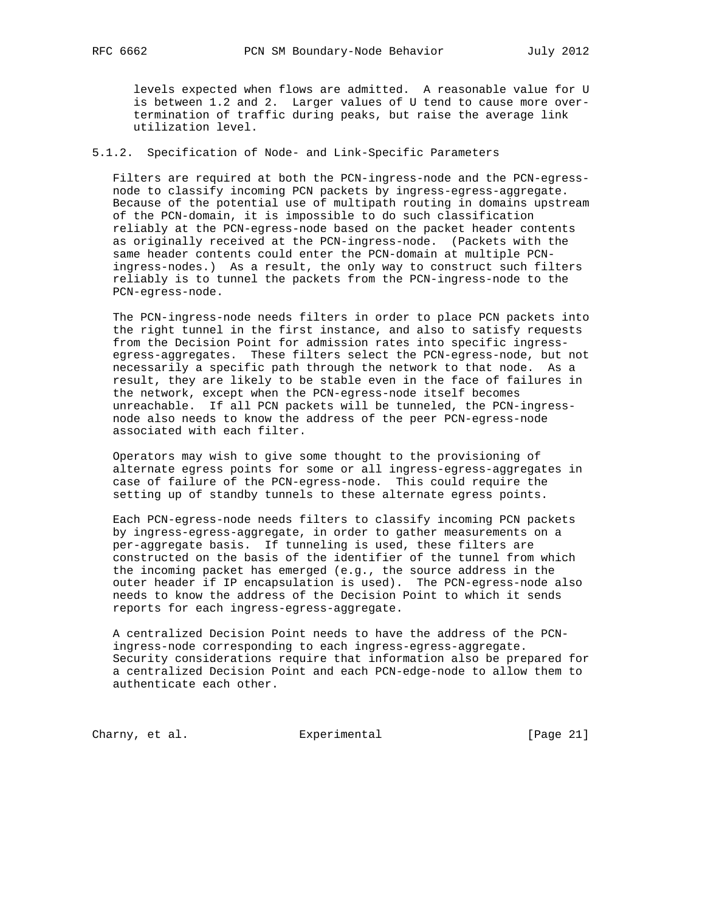levels expected when flows are admitted. A reasonable value for U is between 1.2 and 2. Larger values of U tend to cause more over-termination of traffic during peaks, but raise the average link utilization level.

### 5.1.2. Specification of Node- and Link-Specific Parameters

Filters are required at both the PCN-ingress-node and the PCN-egress-node to classify incoming PCN packets by ingress-egress-aggregate. Because of the potential use of multipath routing in domains upstream of the PCN-domain, it is impossible to do such classification reliably at the PCN-egress-node based on the packet header contents as originally received at the PCN-ingress-node. (Packets with the same header contents could enter the PCN-domain at multiple PCN-ingress-nodes.) As a result, the only way to construct such filters reliably is to tunnel the packets from the PCN-ingress-node to the PCN-egress-node.

The PCN-ingress-node needs filters in order to place PCN packets into the right tunnel in the first instance, and also to satisfy requests from the Decision Point for admission rates into specific ingress-egress-aggregates. These filters select the PCN-egress-node, but not necessarily a specific path through the network to that node. As a result, they are likely to be stable even in the face of failures in the network, except when the PCN-egress-node itself becomes unreachable. If all PCN packets will be tunneled, the PCN-ingress-node also needs to know the address of the peer PCN-egress-node associated with each filter.

Operators may wish to give some thought to the provisioning of alternate egress points for some or all ingress-egress-aggregates in case of failure of the PCN-egress-node. This could require the setting up of standby tunnels to these alternate egress points.

Each PCN-egress-node needs filters to classify incoming PCN packets by ingress-egress-aggregate, in order to gather measurements on a per-aggregate basis. If tunneling is used, these filters are constructed on the basis of the identifier of the tunnel from which the incoming packet has emerged (e.g., the source address in the outer header if IP encapsulation is used). The PCN-egress-node also needs to know the address of the Decision Point to which it sends reports for each ingress-egress-aggregate.

A centralized Decision Point needs to have the address of the PCN-ingress-node corresponding to each ingress-egress-aggregate. Security considerations require that information also be prepared for a centralized Decision Point and each PCN-edge-node to allow them to authenticate each other.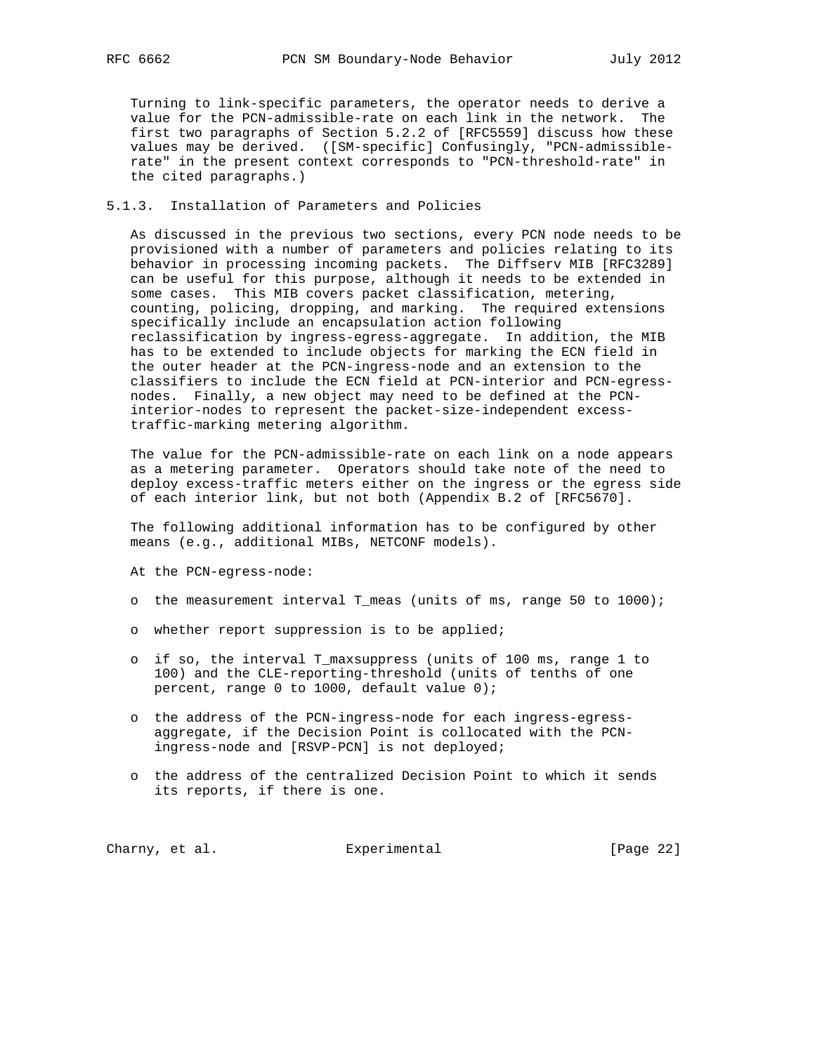Turning to link-specific parameters, the operator needs to derive a value for the PCN-admissible-rate on each link in the network. The first two paragraphs of Section 5.2.2 of [RFC5559] discuss how these values may be derived. ([SM-specific] Confusingly, "PCN-admissible-rate" in the present context corresponds to "PCN-threshold-rate" in the cited paragraphs.)

### 5.1.3. Installation of Parameters and Policies

As discussed in the previous two sections, every PCN node needs to be provisioned with a number of parameters and policies relating to its behavior in processing incoming packets. The Diffserv MIB [RFC3289] can be useful for this purpose, although it needs to be extended in some cases. This MIB covers packet classification, metering, counting, policing, dropping, and marking. The required extensions specifically include an encapsulation action following reclassification by ingress-egress-aggregate. In addition, the MIB has to be extended to include objects for marking the ECN field in the outer header at the PCN-ingress-node and an extension to the classifiers to include the ECN field at PCN-interior and PCN-egress-nodes. Finally, a new object may need to be defined at the PCN-interior-nodes to represent the packet-size-independent excess-traffic-marking metering algorithm.

The value for the PCN-admissible-rate on each link on a node appears as a metering parameter. Operators should take note of the need to deploy excess-traffic meters either on the ingress or the egress side of each interior link, but not both (Appendix B.2 of [RFC5670].

The following additional information has to be configured by other means (e.g., additional MIBs, NETCONF models).

At the PCN-egress-node:

- the measurement interval T_meas (units of ms, range 50 to 1000);
- whether report suppression is to be applied;
- if so, the interval T_maxsuppress (units of 100 ms, range 1 to 100) and the CLE-reporting-threshold (units of tenths of one percent, range 0 to 1000, default value 0);
- the address of the PCN-ingress-node for each ingress-egress-aggregate, if the Decision Point is collocated with the PCN-ingress-node and [RSVP-PCN] is not deployed;
- the address of the centralized Decision Point to which it sends its reports, if there is one.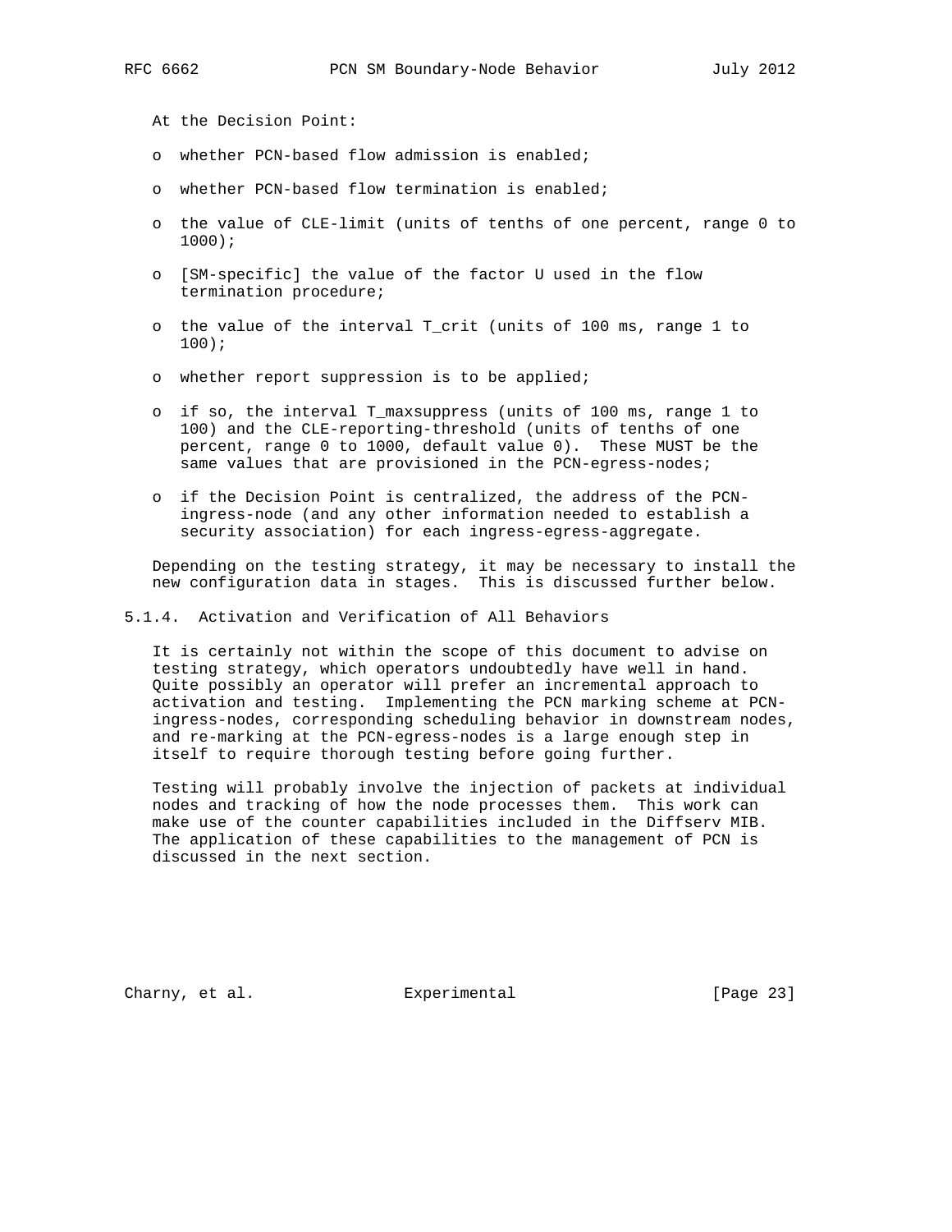At the Decision Point:

- whether PCN-based flow admission is enabled;
- whether PCN-based flow termination is enabled;
- the value of CLE-limit (units of tenths of one percent, range 0 to 1000);
- [SM-specific] the value of the factor U used in the flow termination procedure;
- the value of the interval T_crit (units of 100 ms, range 1 to 100);
- whether report suppression is to be applied;
- if so, the interval T_maxsuppress (units of 100 ms, range 1 to 100) and the CLE-reporting-threshold (units of tenths of one percent, range 0 to 1000, default value 0). These MUST be the same values that are provisioned in the PCN-egress-nodes;
- if the Decision Point is centralized, the address of the PCN-ingress-node (and any other information needed to establish a security association) for each ingress-egress-aggregate.

Depending on the testing strategy, it may be necessary to install the new configuration data in stages. This is discussed further below.

#### 5.1.4. Activation and Verification of All Behaviors

It is certainly not within the scope of this document to advise on testing strategy, which operators undoubtedly have well in hand. Quite possibly an operator will prefer an incremental approach to activation and testing. Implementing the PCN marking scheme at PCN-ingress-nodes, corresponding scheduling behavior in downstream nodes, and re-marking at the PCN-egress-nodes is a large enough step in itself to require thorough testing before going further.

Testing will probably involve the injection of packets at individual nodes and tracking of how the node processes them. This work can make use of the counter capabilities included in the Diffserv MIB. The application of these capabilities to the management of PCN is discussed in the next section.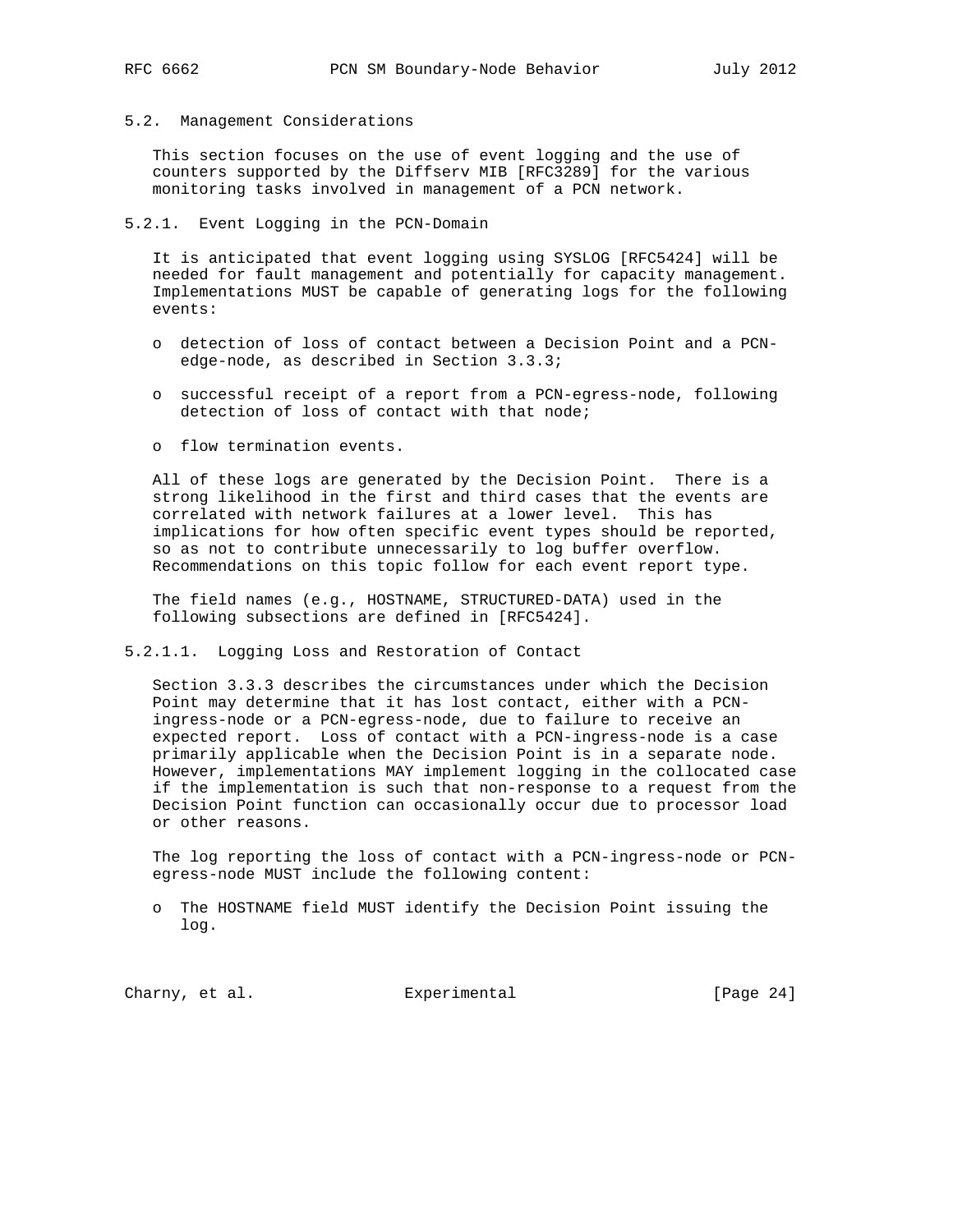### 5.2. Management Considerations

This section focuses on the use of event logging and the use of counters supported by the Diffserv MIB [RFC3289] for the various monitoring tasks involved in management of a PCN network.

#### 5.2.1. Event Logging in the PCN-Domain

It is anticipated that event logging using SYSLOG [RFC5424] will be needed for fault management and potentially for capacity management. Implementations MUST be capable of generating logs for the following events:

- detection of loss of contact between a Decision Point and a PCN-edge-node, as described in Section 3.3.3;
- successful receipt of a report from a PCN-egress-node, following detection of loss of contact with that node;
- flow termination events.

All of these logs are generated by the Decision Point. There is a strong likelihood in the first and third cases that the events are correlated with network failures at a lower level. This has implications for how often specific event types should be reported, so as not to contribute unnecessarily to log buffer overflow. Recommendations on this topic follow for each event report type.

The field names (e.g., HOSTNAME, STRUCTURED-DATA) used in the following subsections are defined in [RFC5424].

##### 5.2.1.1. Logging Loss and Restoration of Contact

Section 3.3.3 describes the circumstances under which the Decision Point may determine that it has lost contact, either with a PCN-ingress-node or a PCN-egress-node, due to failure to receive an expected report. Loss of contact with a PCN-ingress-node is a case primarily applicable when the Decision Point is in a separate node. However, implementations MAY implement logging in the collocated case if the implementation is such that non-response to a request from the Decision Point function can occasionally occur due to processor load or other reasons.

The log reporting the loss of contact with a PCN-ingress-node or PCN-egress-node MUST include the following content:

- The HOSTNAME field MUST identify the Decision Point issuing the log.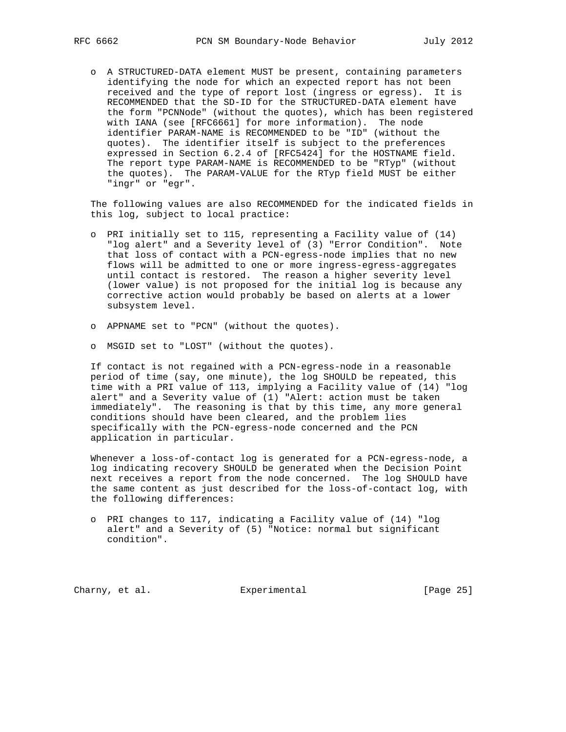- A STRUCTURED-DATA element MUST be present, containing parameters identifying the node for which an expected report has not been received and the type of report lost (ingress or egress). It is RECOMMENDED that the SD-ID for the STRUCTURED-DATA element have the form "PCNNode" (without the quotes), which has been registered with IANA (see [RFC6661] for more information). The node identifier PARAM-NAME is RECOMMENDED to be "ID" (without the quotes). The identifier itself is subject to the preferences expressed in Section 6.2.4 of [RFC5424] for the HOSTNAME field. The report type PARAM-NAME is RECOMMENDED to be "RTyp" (without the quotes). The PARAM-VALUE for the RTyp field MUST be either "ingr" or "egr".

The following values are also RECOMMENDED for the indicated fields in this log, subject to local practice:

- PRI initially set to 115, representing a Facility value of (14) "log alert" and a Severity level of (3) "Error Condition". Note that loss of contact with a PCN-egress-node implies that no new flows will be admitted to one or more ingress-egress-aggregates until contact is restored. The reason a higher severity level (lower value) is not proposed for the initial log is because any corrective action would probably be based on alerts at a lower subsystem level.

- APPNAME set to "PCN" (without the quotes).

- MSGID set to "LOST" (without the quotes).

If contact is not regained with a PCN-egress-node in a reasonable period of time (say, one minute), the log SHOULD be repeated, this time with a PRI value of 113, implying a Facility value of (14) "log alert" and a Severity value of (1) "Alert: action must be taken immediately". The reasoning is that by this time, any more general conditions should have been cleared, and the problem lies specifically with the PCN-egress-node concerned and the PCN application in particular.

Whenever a loss-of-contact log is generated for a PCN-egress-node, a log indicating recovery SHOULD be generated when the Decision Point next receives a report from the node concerned. The log SHOULD have the same content as just described for the loss-of-contact log, with the following differences:

- PRI changes to 117, indicating a Facility value of (14) "log alert" and a Severity of (5) "Notice: normal but significant condition".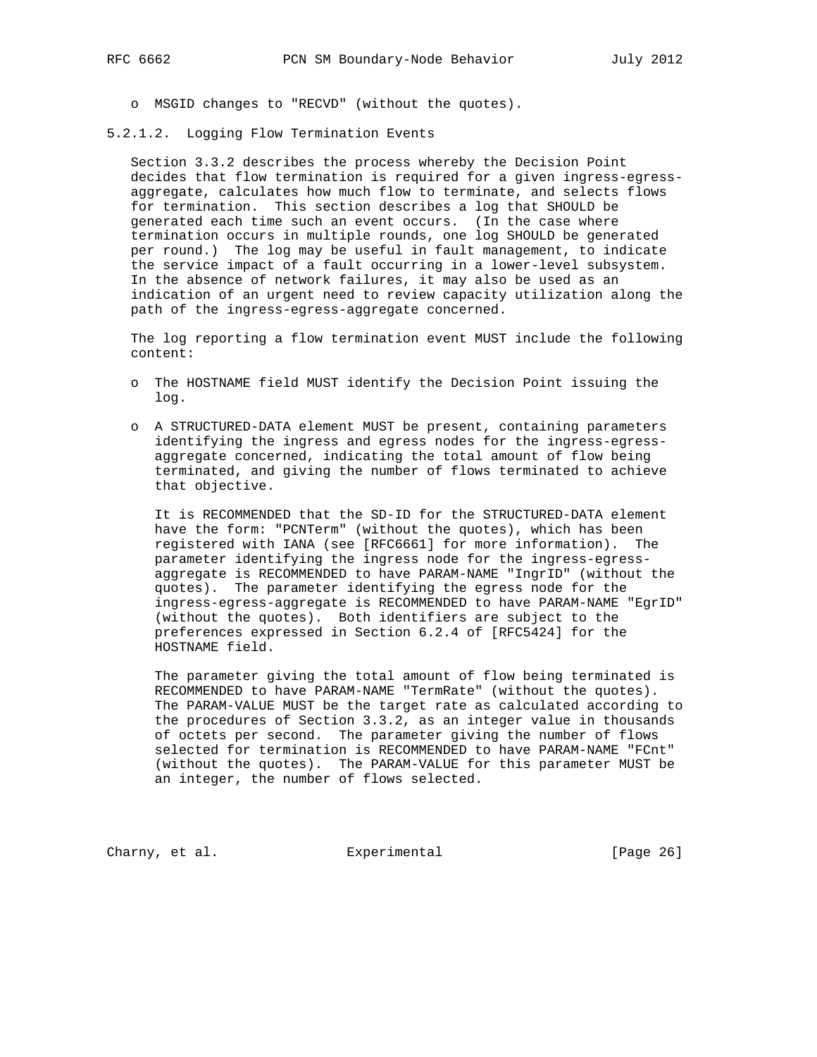- MSGID changes to "RECVD" (without the quotes).

#### 5.2.1.2. Logging Flow Termination Events

Section 3.3.2 describes the process whereby the Decision Point decides that flow termination is required for a given ingress-egress-aggregate, calculates how much flow to terminate, and selects flows for termination. This section describes a log that SHOULD be generated each time such an event occurs. (In the case where termination occurs in multiple rounds, one log SHOULD be generated per round.) The log may be useful in fault management, to indicate the service impact of a fault occurring in a lower-level subsystem. In the absence of network failures, it may also be used as an indication of an urgent need to review capacity utilization along the path of the ingress-egress-aggregate concerned.

The log reporting a flow termination event MUST include the following content:

- The HOSTNAME field MUST identify the Decision Point issuing the log.

- A STRUCTURED-DATA element MUST be present, containing parameters identifying the ingress and egress nodes for the ingress-egress-aggregate concerned, indicating the total amount of flow being terminated, and giving the number of flows terminated to achieve that objective.

  It is RECOMMENDED that the SD-ID for the STRUCTURED-DATA element have the form: "PCNTerm" (without the quotes), which has been registered with IANA (see [RFC6661] for more information). The parameter identifying the ingress node for the ingress-egress-aggregate is RECOMMENDED to have PARAM-NAME "IngrID" (without the quotes). The parameter identifying the egress node for the ingress-egress-aggregate is RECOMMENDED to have PARAM-NAME "EgrID" (without the quotes). Both identifiers are subject to the preferences expressed in Section 6.2.4 of [RFC5424] for the HOSTNAME field.

  The parameter giving the total amount of flow being terminated is RECOMMENDED to have PARAM-NAME "TermRate" (without the quotes). The PARAM-VALUE MUST be the target rate as calculated according to the procedures of Section 3.3.2, as an integer value in thousands of octets per second. The parameter giving the number of flows selected for termination is RECOMMENDED to have PARAM-NAME "FCnt" (without the quotes). The PARAM-VALUE for this parameter MUST be an integer, the number of flows selected.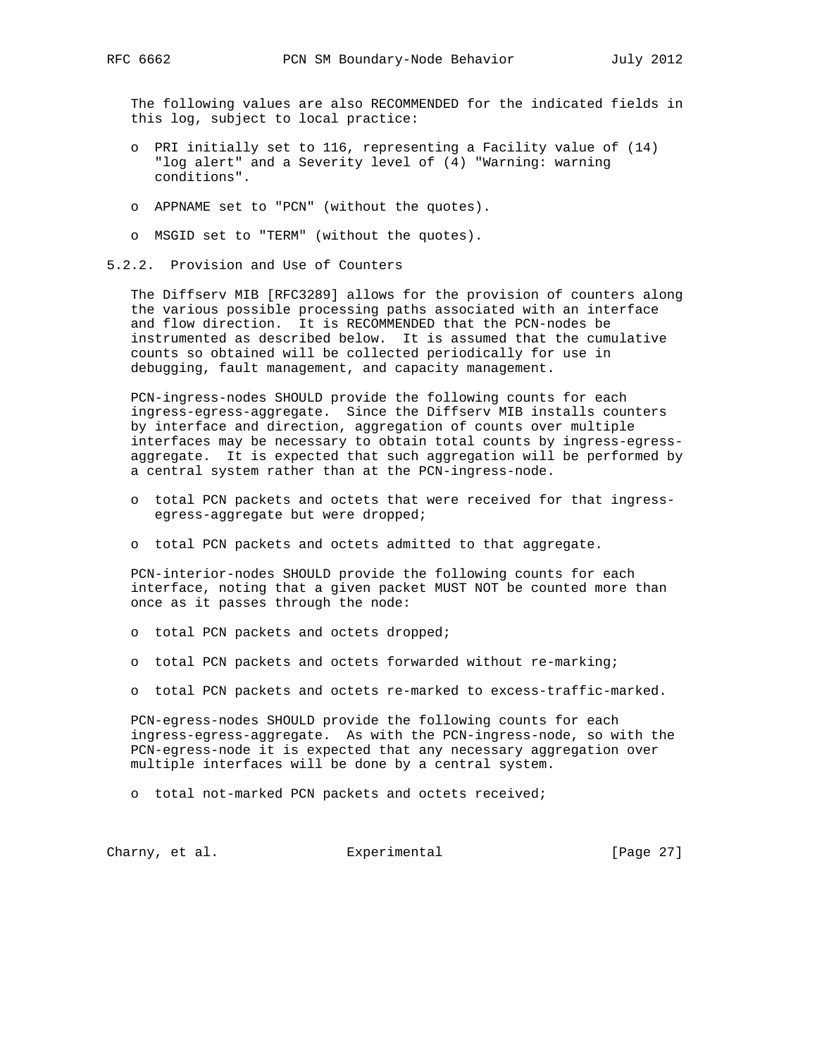The following values are also RECOMMENDED for the indicated fields in this log, subject to local practice:

- PRI initially set to 116, representing a Facility value of (14) "log alert" and a Severity level of (4) "Warning: warning conditions".
- APPNAME set to "PCN" (without the quotes).
- MSGID set to "TERM" (without the quotes).

### 5.2.2. Provision and Use of Counters

The Diffserv MIB [RFC3289] allows for the provision of counters along the various possible processing paths associated with an interface and flow direction. It is RECOMMENDED that the PCN-nodes be instrumented as described below. It is assumed that the cumulative counts so obtained will be collected periodically for use in debugging, fault management, and capacity management.

PCN-ingress-nodes SHOULD provide the following counts for each ingress-egress-aggregate. Since the Diffserv MIB installs counters by interface and direction, aggregation of counts over multiple interfaces may be necessary to obtain total counts by ingress-egress-aggregate. It is expected that such aggregation will be performed by a central system rather than at the PCN-ingress-node.

- total PCN packets and octets that were received for that ingress-egress-aggregate but were dropped;
- total PCN packets and octets admitted to that aggregate.

PCN-interior-nodes SHOULD provide the following counts for each interface, noting that a given packet MUST NOT be counted more than once as it passes through the node:

- total PCN packets and octets dropped;
- total PCN packets and octets forwarded without re-marking;
- total PCN packets and octets re-marked to excess-traffic-marked.

PCN-egress-nodes SHOULD provide the following counts for each ingress-egress-aggregate. As with the PCN-ingress-node, so with the PCN-egress-node it is expected that any necessary aggregation over multiple interfaces will be done by a central system.

- total not-marked PCN packets and octets received;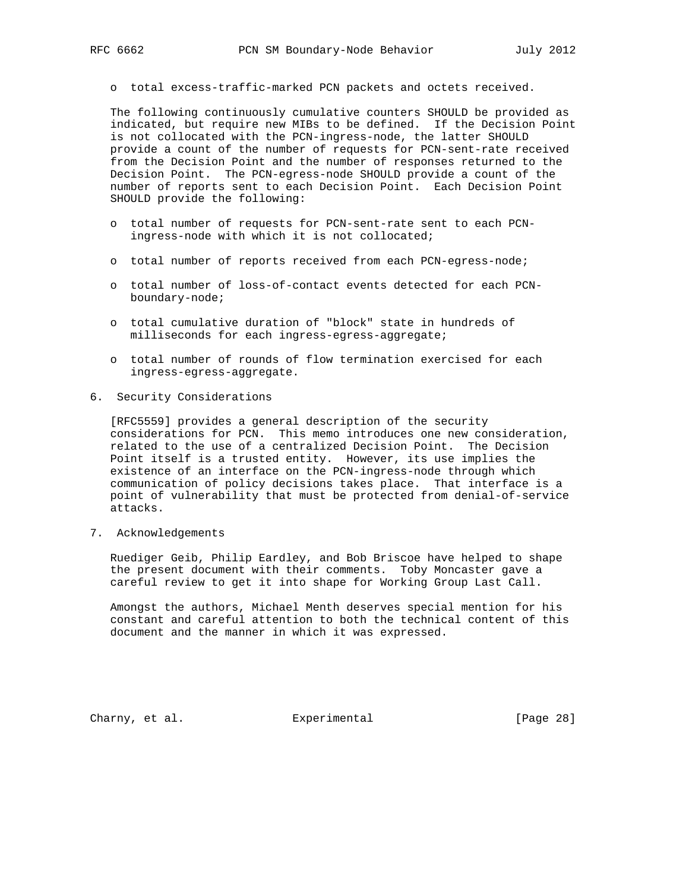- total excess-traffic-marked PCN packets and octets received.

The following continuously cumulative counters SHOULD be provided as indicated, but require new MIBs to be defined. If the Decision Point is not collocated with the PCN-ingress-node, the latter SHOULD provide a count of the number of requests for PCN-sent-rate received from the Decision Point and the number of responses returned to the Decision Point. The PCN-egress-node SHOULD provide a count of the number of reports sent to each Decision Point. Each Decision Point SHOULD provide the following:

- total number of requests for PCN-sent-rate sent to each PCN-ingress-node with which it is not collocated;
- total number of reports received from each PCN-egress-node;
- total number of loss-of-contact events detected for each PCN-boundary-node;
- total cumulative duration of "block" state in hundreds of milliseconds for each ingress-egress-aggregate;
- total number of rounds of flow termination exercised for each ingress-egress-aggregate.

## 6. Security Considerations

[RFC5559] provides a general description of the security considerations for PCN. This memo introduces one new consideration, related to the use of a centralized Decision Point. The Decision Point itself is a trusted entity. However, its use implies the existence of an interface on the PCN-ingress-node through which communication of policy decisions takes place. That interface is a point of vulnerability that must be protected from denial-of-service attacks.

## 7. Acknowledgements

Ruediger Geib, Philip Eardley, and Bob Briscoe have helped to shape the present document with their comments. Toby Moncaster gave a careful review to get it into shape for Working Group Last Call.

Amongst the authors, Michael Menth deserves special mention for his constant and careful attention to both the technical content of this document and the manner in which it was expressed.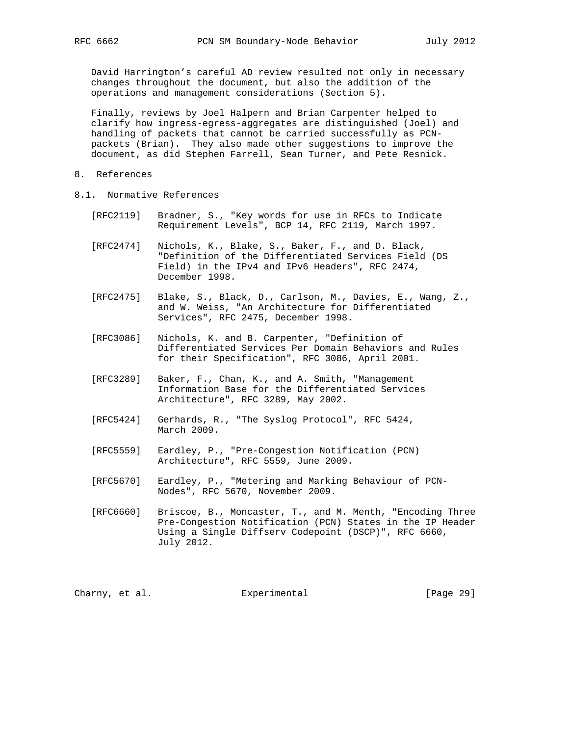David Harrington's careful AD review resulted not only in necessary changes throughout the document, but also the addition of the operations and management considerations (Section 5).

Finally, reviews by Joel Halpern and Brian Carpenter helped to clarify how ingress-egress-aggregates are distinguished (Joel) and handling of packets that cannot be carried successfully as PCN-packets (Brian). They also made other suggestions to improve the document, as did Stephen Farrell, Sean Turner, and Pete Resnick.

## 8. References

### 8.1. Normative References

[RFC2119] Bradner, S., "Key words for use in RFCs to Indicate Requirement Levels", BCP 14, RFC 2119, March 1997.

[RFC2474] Nichols, K., Blake, S., Baker, F., and D. Black, "Definition of the Differentiated Services Field (DS Field) in the IPv4 and IPv6 Headers", RFC 2474, December 1998.

[RFC2475] Blake, S., Black, D., Carlson, M., Davies, E., Wang, Z., and W. Weiss, "An Architecture for Differentiated Services", RFC 2475, December 1998.

[RFC3086] Nichols, K. and B. Carpenter, "Definition of Differentiated Services Per Domain Behaviors and Rules for their Specification", RFC 3086, April 2001.

[RFC3289] Baker, F., Chan, K., and A. Smith, "Management Information Base for the Differentiated Services Architecture", RFC 3289, May 2002.

[RFC5424] Gerhards, R., "The Syslog Protocol", RFC 5424, March 2009.

[RFC5559] Eardley, P., "Pre-Congestion Notification (PCN) Architecture", RFC 5559, June 2009.

[RFC5670] Eardley, P., "Metering and Marking Behaviour of PCN-Nodes", RFC 5670, November 2009.

[RFC6660] Briscoe, B., Moncaster, T., and M. Menth, "Encoding Three Pre-Congestion Notification (PCN) States in the IP Header Using a Single Diffserv Codepoint (DSCP)", RFC 6660, July 2012.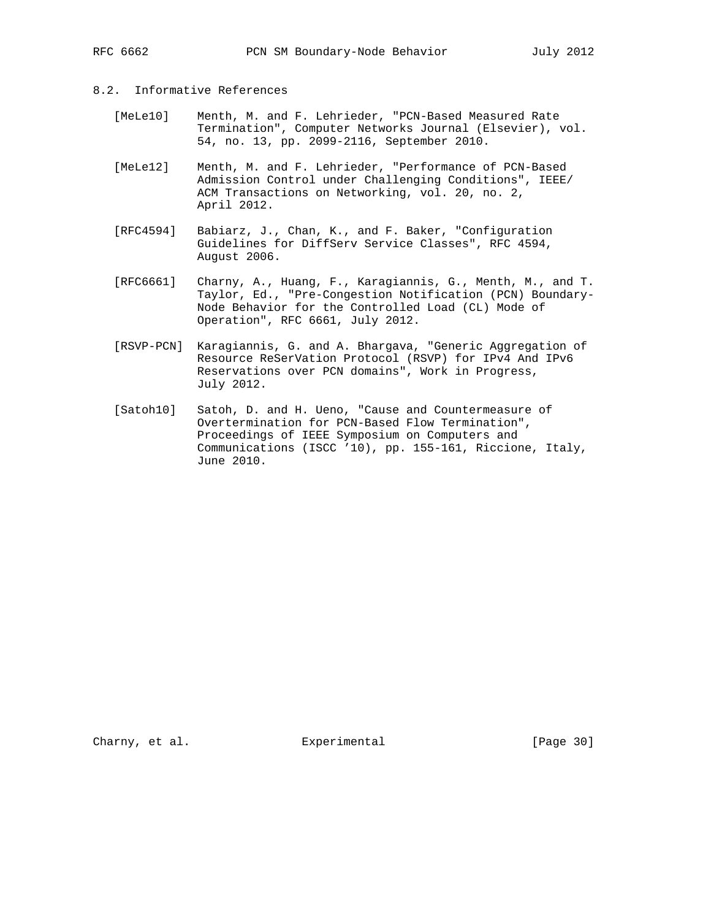## 8.2. Informative References

[MeLe10] Menth, M. and F. Lehrieder, "PCN-Based Measured Rate Termination", Computer Networks Journal (Elsevier), vol. 54, no. 13, pp. 2099-2116, September 2010.

[MeLe12] Menth, M. and F. Lehrieder, "Performance of PCN-Based Admission Control under Challenging Conditions", IEEE/ACM Transactions on Networking, vol. 20, no. 2, April 2012.

[RFC4594] Babiarz, J., Chan, K., and F. Baker, "Configuration Guidelines for DiffServ Service Classes", RFC 4594, August 2006.

[RFC6661] Charny, A., Huang, F., Karagiannis, G., Menth, M., and T. Taylor, Ed., "Pre-Congestion Notification (PCN) Boundary-Node Behavior for the Controlled Load (CL) Mode of Operation", RFC 6661, July 2012.

[RSVP-PCN] Karagiannis, G. and A. Bhargava, "Generic Aggregation of Resource ReSerVation Protocol (RSVP) for IPv4 And IPv6 Reservations over PCN domains", Work in Progress, July 2012.

[Satoh10] Satoh, D. and H. Ueno, "Cause and Countermeasure of Overtermination for PCN-Based Flow Termination", Proceedings of IEEE Symposium on Computers and Communications (ISCC '10), pp. 155-161, Riccione, Italy, June 2010.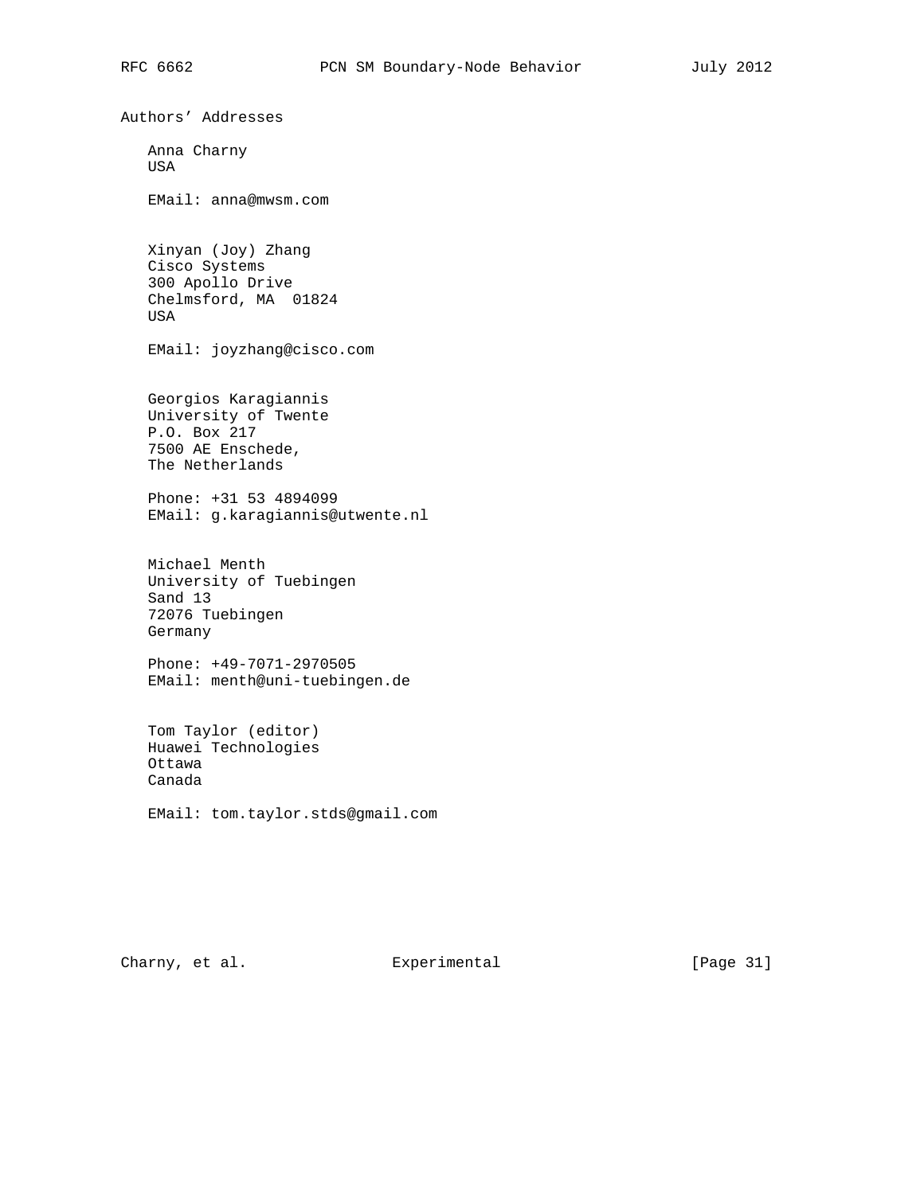## Authors' Addresses

Anna Charny
USA

EMail: anna@mwsm.com

Xinyan (Joy) Zhang
Cisco Systems
300 Apollo Drive
Chelmsford, MA  01824
USA

EMail: joyzhang@cisco.com

Georgios Karagiannis
University of Twente
P.O. Box 217
7500 AE Enschede,
The Netherlands

Phone: +31 53 4894099
EMail: g.karagiannis@utwente.nl

Michael Menth
University of Tuebingen
Sand 13
72076 Tuebingen
Germany

Phone: +49-7071-2970505
EMail: menth@uni-tuebingen.de

Tom Taylor (editor)
Huawei Technologies
Ottawa
Canada

EMail: tom.taylor.stds@gmail.com